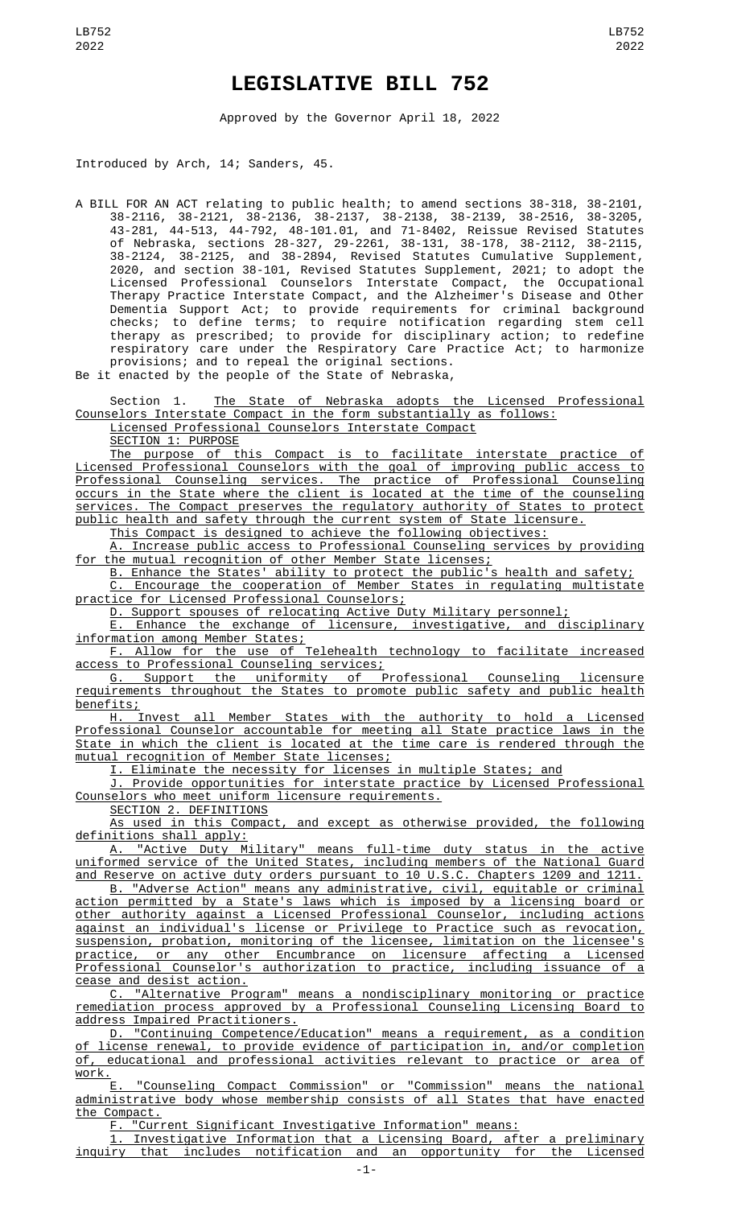# LEGISLATIVE BILL 752

Approved by the Governor April 18, 2022

Introduced by Arch, 14; Sanders, 45.

A BILL FOR AN ACT relating to public health; to amend sections 38-318, 38-2101, 38-2116, 38-2121, 38-2136, 38-2137, 38-2138, 38-2139, 38-2516, 38-3205, 43-281, 44-513, 44-792, 48-101.01, and 71-8402, Reissue Revised Statutes of Nebraska, sections 28-327, 29-2261, 38-131, 38-178, 38-2112, 38-2115, 38-2124, 38-2125, and 38-2894, Revised Statutes Cumulative Supplement, 2020, and section 38-101, Revised Statutes Supplement, 2021; to adopt the Licensed Professional Counselors Interstate Compact, the Occupational Therapy Practice Interstate Compact, and the Alzheimer's Disease and Other Dementia Support Act; to provide requirements for criminal background checks; to define terms; to require notification regarding stem cell therapy as prescribed; to provide for disciplinary action; to redefine respiratory care under the Respiratory Care Practice Act; to harmonize provisions; and to repeal the original sections.

Be it enacted by the people of the State of Nebraska,

Section 1. The State of Nebraska adopts the Licensed Professional Counselors Interstate Compact in the form substantially as follows:

Licensed Professional Counselors Interstate Compact

SECTION 1: PURPOSE

The purpose of this Compact is to facilitate interstate practice of Licensed Professional Counselors with the goal of improving public access to Professional Counseling services. The practice of Professional Counseling occurs in the State where the client is located at the time of the counseling services. The Compact preserves the regulatory authority of States to protect public health and safety through the current system of State licensure.

This Compact is designed to achieve the following objectives:

A. Increase public access to Professional Counseling services by providing for the mutual recognition of other Member State licenses;

B. Enhance the States' ability to protect the public's health and safety;

C. Encourage the cooperation of Member States in regulating multistate practice for Licensed Professional Counselors;

D. Support spouses of relocating Active Duty Military personnel;

E. Enhance the exchange of licensure, investigative, and disciplinary information among Member States;

F. Allow for the use of Telehealth technology to facilitate increased access to Professional Counseling services;

G. Support the uniformity of Professional Counseling licensure requirements throughout the States to promote public safety and public health benefits;

H. Invest all Member States with the authority to hold a Licensed Professional Counselor accountable for meeting all State practice laws in the State in which the client is located at the time care is rendered through the mutual recognition of Member State licenses;

I. Eliminate the necessity for licenses in multiple States; and

J. Provide opportunities for interstate practice by Licensed Professional Counselors who meet uniform licensure requirements.

SECTION 2. DEFINITIONS

As used in this Compact, and except as otherwise provided, the following definitions shall apply:

A. "Active Duty Military" means full-time duty status in the active uniformed service of the United States, including members of the National Guard and Reserve on active duty orders pursuant to 10 U.S.C. Chapters 1209 and 1211.

B. "Adverse Action" means any administrative, civil, equitable or criminal action permitted by a State's laws which is imposed by a licensing board or other authority against a Licensed Professional Counselor, including actions against an individual's license or Privilege to Practice such as revocation, suspension, probation, monitoring of the licensee, limitation on the licensee's practice, or any other Encumbrance on licensure affecting a Licensed Professional Counselor's authorization to practice, including issuance of a cease and desist action.

C. "Alternative Program" means a nondisciplinary monitoring or practice remediation process approved by a Professional Counseling Licensing Board to address Impaired Practitioners.

D. "Continuing Competence/Education" means a requirement, as a condition of license renewal, to provide evidence of participation in, and/or completion of, educational and professional activities relevant to practice or area of work.

E. "Counseling Compact Commission" or "Commission" means the national administrative body whose membership consists of all States that have enacted the Compact.

F. "Current Significant Investigative Information" means:

1. Investigative Information that a Licensing Board, after a preliminary inquiry that includes notification and an opportunity for the Licensed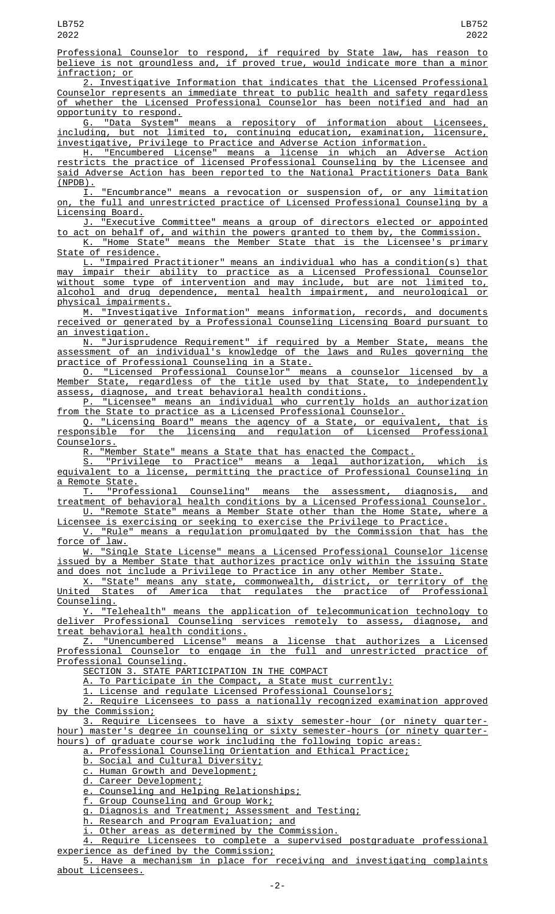Professional Counselor to respond, if required by State law, has reason to believe is not groundless and, if proved true, would indicate more than a minor infraction; or

2. Investigative Information that indicates that the Licensed Professional Counselor represents an immediate threat to public health and safety regardless of whether the Licensed Professional Counselor has been notified and had an opportunity to respond.

G. "Data System" means a repository of information about Licensees, including, but not limited to, continuing education, examination, licensure, investigative, Privilege to Practice and Adverse Action information.

H. "Encumbered License" means a license in which an Adverse Action restricts the practice of licensed Professional Counseling by the Licensee and said Adverse Action has been reported to the National Practitioners Data Bank (NPDB).

I. "Encumbrance" means a revocation or suspension of, or any limitation on, the full and unrestricted practice of Licensed Professional Counseling by a Licensing Board.

J. "Executive Committee" means a group of directors elected or appointed to act on behalf of, and within the powers granted to them by, the Commission.

K. "Home State" means the Member State that is the Licensee's primary State of residence.

L. "Impaired Practitioner" means an individual who has a condition(s) that may impair their ability to practice as a Licensed Professional Counselor without some type of intervention and may include, but are not limited to, alcohol and drug dependence, mental health impairment, and neurological or physical impairments.

M. "Investigative Information" means information, records, and documents received or generated by a Professional Counseling Licensing Board pursuant to an investigation.

N. "Jurisprudence Requirement" if required by a Member State, means the assessment of an individual's knowledge of the laws and Rules governing the practice of Professional Counseling in a State.

O. "Licensed Professional Counselor" means a counselor licensed by a Member State, regardless of the title used by that State, to independently assess, diagnose, and treat behavioral health conditions.

P. "Licensee" means an individual who currently holds an authorization from the State to practice as a Licensed Professional Counselor.

Q. "Licensing Board" means the agency of a State, or equivalent, that is responsible for the licensing and regulation of Licensed Professional Counselors.

R. "Member State" means a State that has enacted the Compact.

S. "Privilege to Practice" means a legal authorization, which is equivalent to a license, permitting the practice of Professional Counseling in a Remote State.

T. "Professional Counseling" means the assessment, diagnosis, and treatment of behavioral health conditions by a Licensed Professional Counselor.

U. "Remote State" means a Member State other than the Home State, where a Licensee is exercising or seeking to exercise the Privilege to Practice.

V. "Rule" means a regulation promulgated by the Commission that has the force of law.

W. "Single State License" means a Licensed Professional Counselor license issued by a Member State that authorizes practice only within the issuing State and does not include a Privilege to Practice in any other Member State.

X. "State" means any state, commonwealth, district, or territory of the United States of America that regulates the practice of Professional Counseling.

Y. "Telehealth" means the application of telecommunication technology to deliver Professional Counseling services remotely to assess, diagnose, and treat behavioral health conditions.

Z. "Unencumbered License" means a license that authorizes a Licensed Professional Counselor to engage in the full and unrestricted practice of Professional Counseling.

SECTION 3. STATE PARTICIPATION IN THE COMPACT

A. To Participate in the Compact, a State must currently:

1. License and regulate Licensed Professional Counselors;

2. Require Licensees to pass a nationally recognized examination approved by the Commission;

3. Require Licensees to have a sixty semester-hour (or ninety quarter-hour) master's degree in counseling or sixty semester-hours (or ninety quarter-hours) of graduate course work including the following topic areas:

a. Professional Counseling Orientation and Ethical Practice;

b. Social and Cultural Diversity;

c. Human Growth and Development;

d. Career Development;

e. Counseling and Helping Relationships;

f. Group Counseling and Group Work;

g. Diagnosis and Treatment; Assessment and Testing;

h. Research and Program Evaluation; and

i. Other areas as determined by the Commission.

4. Require Licensees to complete a supervised postgraduate professional experience as defined by the Commission;

5. Have a mechanism in place for receiving and investigating complaints about Licensees.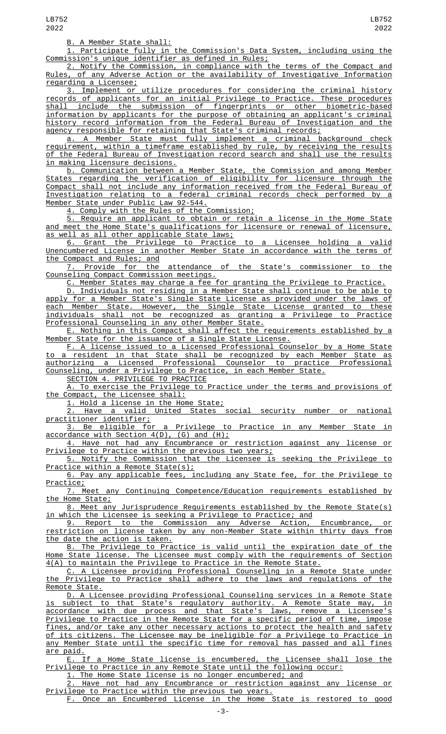B. A Member State shall:

1. Participate fully in the Commission's Data System, including using the Commission's unique identifier as defined in Rules;

2. Notify the Commission, in compliance with the terms of the Compact and Rules, of any Adverse Action or the availability of Investigative Information regarding a Licensee;

3. Implement or utilize procedures for considering the criminal history records of applicants for an initial Privilege to Practice. These procedures shall include the submission of fingerprints or other biometric-based information by applicants for the purpose of obtaining an applicant's criminal history record information from the Federal Bureau of Investigation and the agency responsible for retaining that State's criminal records;

a. A Member State must fully implement a criminal background check requirement, within a timeframe established by rule, by receiving the results of the Federal Bureau of Investigation record search and shall use the results in making licensure decisions.

b. Communication between a Member State, the Commission and among Member States regarding the verification of eligibility for licensure through the Compact shall not include any information received from the Federal Bureau of Investigation relating to a federal criminal records check performed by a Member State under Public Law 92-544.

4. Comply with the Rules of the Commission;

5. Require an applicant to obtain or retain a license in the Home State and meet the Home State's qualifications for licensure or renewal of licensure, as well as all other applicable State laws;

6. Grant the Privilege to Practice to a Licensee holding a valid Unencumbered License in another Member State in accordance with the terms of the Compact and Rules; and

7. Provide for the attendance of the State's commissioner to the Counseling Compact Commission meetings.

C. Member States may charge a fee for granting the Privilege to Practice.

D. Individuals not residing in a Member State shall continue to be able to apply for a Member State's Single State License as provided under the laws of each Member State. However, the Single State License granted to these individuals shall not be recognized as granting a Privilege to Practice Professional Counseling in any other Member State.

E. Nothing in this Compact shall affect the requirements established by a Member State for the issuance of a Single State License.

F. A license issued to a Licensed Professional Counselor by a Home State to a resident in that State shall be recognized by each Member State as authorizing a Licensed Professional Counselor to practice Professional Counseling, under a Privilege to Practice, in each Member State.

SECTION 4. PRIVILEGE TO PRACTICE

A. To exercise the Privilege to Practice under the terms and provisions of the Compact, the Licensee shall:

1. Hold a license in the Home State;

2. Have a valid United States social security number or national practitioner identifier;

3. Be eligible for a Privilege to Practice in any Member State in accordance with Section 4(D), (G) and (H);

4. Have not had any Encumbrance or restriction against any license or Privilege to Practice within the previous two years;

5. Notify the Commission that the Licensee is seeking the Privilege to Practice within a Remote State(s);

6. Pay any applicable fees, including any State fee, for the Privilege to Practice;

7. Meet any Continuing Competence/Education requirements established by the Home State;

8. Meet any Jurisprudence Requirements established by the Remote State(s) in which the Licensee is seeking a Privilege to Practice; and

9. Report to the Commission any Adverse Action, Encumbrance, or restriction on license taken by any non-Member State within thirty days from the date the action is taken.

B. The Privilege to Practice is valid until the expiration date of the Home State license. The Licensee must comply with the requirements of Section 4(A) to maintain the Privilege to Practice in the Remote State.

C. A Licensee providing Professional Counseling in a Remote State under the Privilege to Practice shall adhere to the laws and regulations of the Remote State.

D. A Licensee providing Professional Counseling services in a Remote State is subject to that State's regulatory authority. A Remote State may, in accordance with due process and that State's laws, remove a Licensee's Privilege to Practice in the Remote State for a specific period of time, impose fines, and/or take any other necessary actions to protect the health and safety of its citizens. The Licensee may be ineligible for a Privilege to Practice in any Member State until the specific time for removal has passed and all fines are paid.

E. If a Home State license is encumbered, the Licensee shall lose the Privilege to Practice in any Remote State until the following occur:

1. The Home State license is no longer encumbered; and

2. Have not had any Encumbrance or restriction against any license or Privilege to Practice within the previous two years.

F. Once an Encumbered License in the Home State is restored to good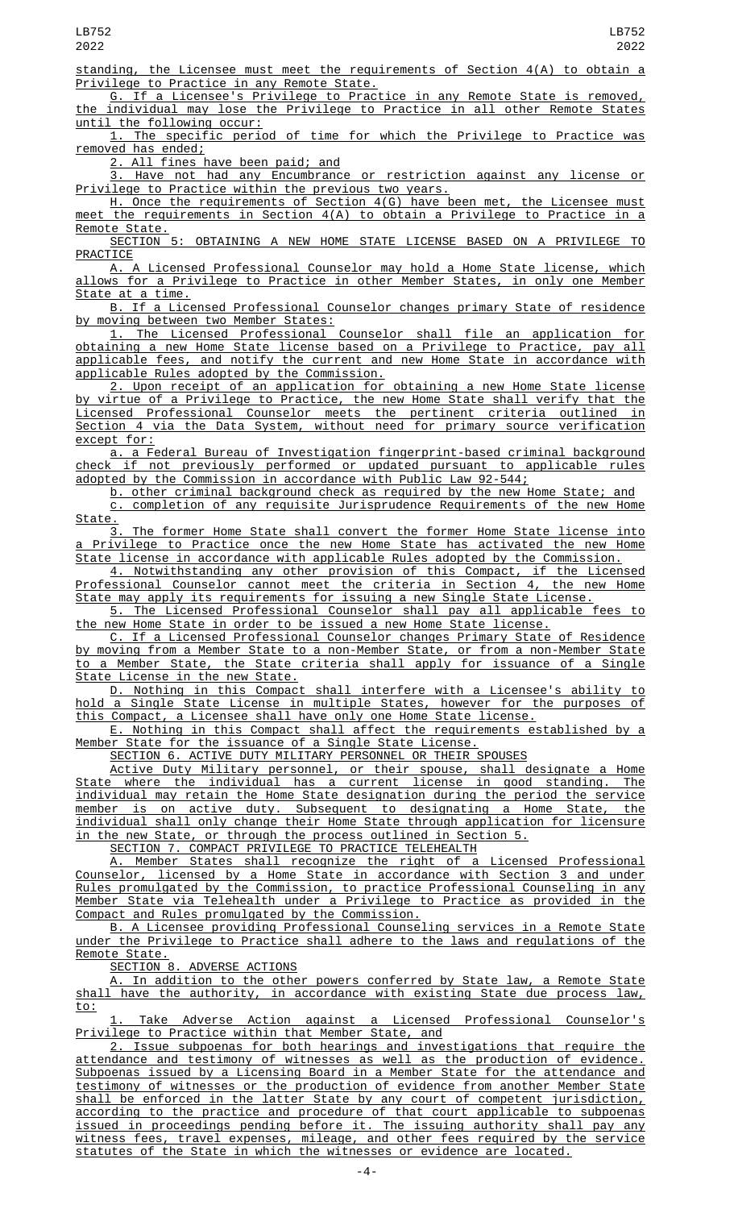standing, the Licensee must meet the requirements of Section 4(A) to obtain a Privilege to Practice in any Remote State.

G. If a Licensee's Privilege to Practice in any Remote State is removed, the individual may lose the Privilege to Practice in all other Remote States until the following occur:

1. The specific period of time for which the Privilege to Practice was removed has ended;

2. All fines have been paid; and

3. Have not had any Encumbrance or restriction against any license or Privilege to Practice within the previous two years.

H. Once the requirements of Section 4(G) have been met, the Licensee must meet the requirements in Section 4(A) to obtain a Privilege to Practice in a Remote State.

SECTION 5: OBTAINING A NEW HOME STATE LICENSE BASED ON A PRIVILEGE TO PRACTICE

A. A Licensed Professional Counselor may hold a Home State license, which allows for a Privilege to Practice in other Member States, in only one Member State at a time.

B. If a Licensed Professional Counselor changes primary State of residence by moving between two Member States:

1. The Licensed Professional Counselor shall file an application for obtaining a new Home State license based on a Privilege to Practice, pay all applicable fees, and notify the current and new Home State in accordance with applicable Rules adopted by the Commission.

2. Upon receipt of an application for obtaining a new Home State license by virtue of a Privilege to Practice, the new Home State shall verify that the Licensed Professional Counselor meets the pertinent criteria outlined in Section 4 via the Data System, without need for primary source verification except for:

a. a Federal Bureau of Investigation fingerprint-based criminal background check if not previously performed or updated pursuant to applicable rules adopted by the Commission in accordance with Public Law 92-544;

b. other criminal background check as required by the new Home State; and

c. completion of any requisite Jurisprudence Requirements of the new Home State.

3. The former Home State shall convert the former Home State license into a Privilege to Practice once the new Home State has activated the new Home State license in accordance with applicable Rules adopted by the Commission.

4. Notwithstanding any other provision of this Compact, if the Licensed Professional Counselor cannot meet the criteria in Section 4, the new Home State may apply its requirements for issuing a new Single State License.

5. The Licensed Professional Counselor shall pay all applicable fees to the new Home State in order to be issued a new Home State license.

C. If a Licensed Professional Counselor changes Primary State of Residence by moving from a Member State to a non-Member State, or from a non-Member State to a Member State, the State criteria shall apply for issuance of a Single State License in the new State.

D. Nothing in this Compact shall interfere with a Licensee's ability to hold a Single State License in multiple States, however for the purposes of this Compact, a Licensee shall have only one Home State license.

E. Nothing in this Compact shall affect the requirements established by a Member State for the issuance of a Single State License.

SECTION 6. ACTIVE DUTY MILITARY PERSONNEL OR THEIR SPOUSES

Active Duty Military personnel, or their spouse, shall designate a Home State where the individual has a current license in good standing. The individual may retain the Home State designation during the period the service member is on active duty. Subsequent to designating a Home State, the individual shall only change their Home State through application for licensure in the new State, or through the process outlined in Section 5.

SECTION 7. COMPACT PRIVILEGE TO PRACTICE TELEHEALTH

A. Member States shall recognize the right of a Licensed Professional Counselor, licensed by a Home State in accordance with Section 3 and under Rules promulgated by the Commission, to practice Professional Counseling in any Member State via Telehealth under a Privilege to Practice as provided in the Compact and Rules promulgated by the Commission.

B. A Licensee providing Professional Counseling services in a Remote State under the Privilege to Practice shall adhere to the laws and regulations of the Remote State.

SECTION 8. ADVERSE ACTIONS

A. In addition to the other powers conferred by State law, a Remote State shall have the authority, in accordance with existing State due process law, to:

1. Take Adverse Action against a Licensed Professional Counselor's Privilege to Practice within that Member State, and

2. Issue subpoenas for both hearings and investigations that require the attendance and testimony of witnesses as well as the production of evidence. Subpoenas issued by a Licensing Board in a Member State for the attendance and testimony of witnesses or the production of evidence from another Member State shall be enforced in the latter State by any court of competent jurisdiction, according to the practice and procedure of that court applicable to subpoenas issued in proceedings pending before it. The issuing authority shall pay any witness fees, travel expenses, mileage, and other fees required by the service statutes of the State in which the witnesses or evidence are located.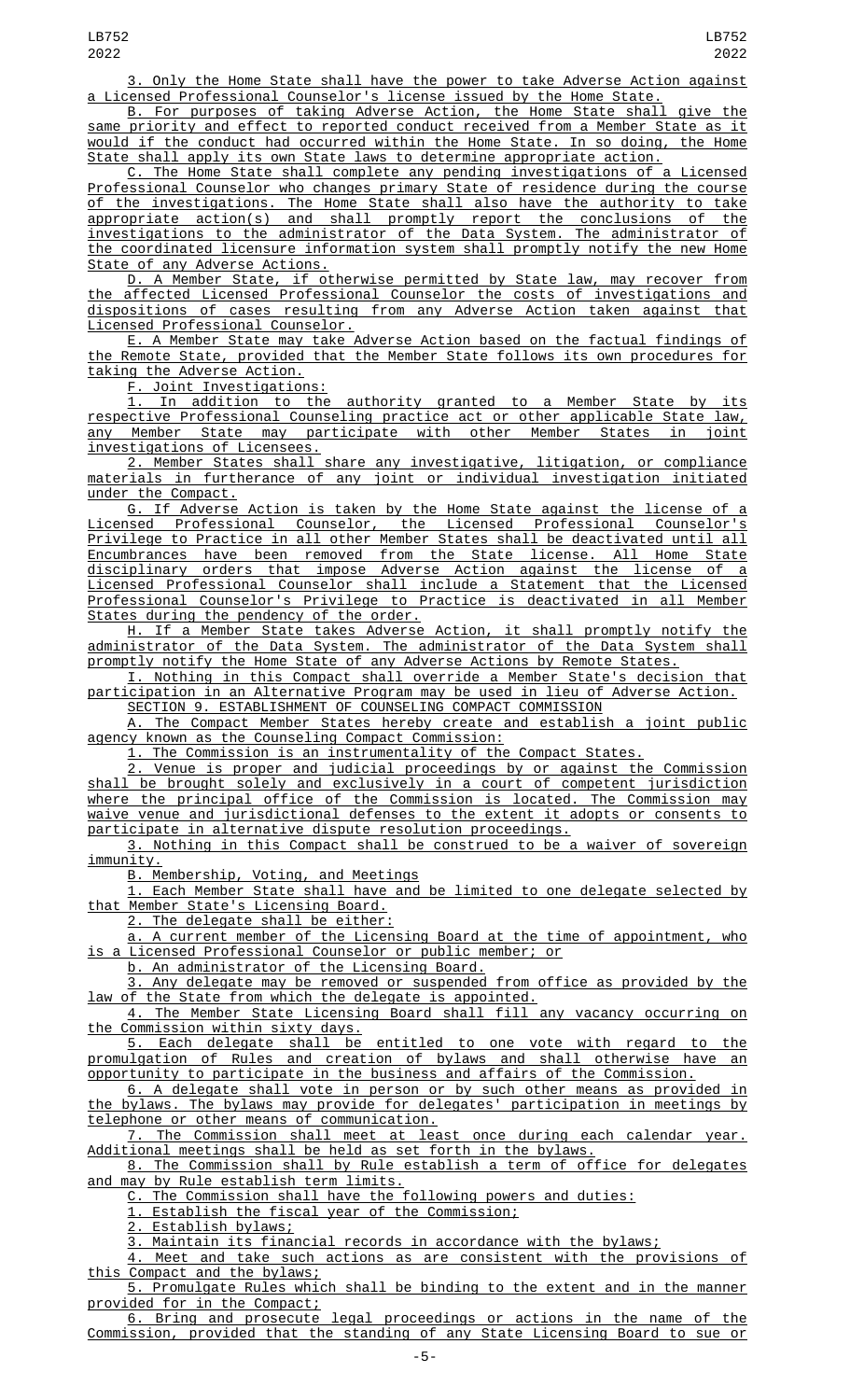3. Only the Home State shall have the power to take Adverse Action against a Licensed Professional Counselor's license issued by the Home State.

B. For purposes of taking Adverse Action, the Home State shall give the same priority and effect to reported conduct received from a Member State as it would if the conduct had occurred within the Home State. In so doing, the Home State shall apply its own State laws to determine appropriate action.

C. The Home State shall complete any pending investigations of a Licensed Professional Counselor who changes primary State of residence during the course of the investigations. The Home State shall also have the authority to take appropriate action(s) and shall promptly report the conclusions of the investigations to the administrator of the Data System. The administrator of the coordinated licensure information system shall promptly notify the new Home State of any Adverse Actions.

D. A Member State, if otherwise permitted by State law, may recover from the affected Licensed Professional Counselor the costs of investigations and dispositions of cases resulting from any Adverse Action taken against that Licensed Professional Counselor.

E. A Member State may take Adverse Action based on the factual findings of the Remote State, provided that the Member State follows its own procedures for taking the Adverse Action.

F. Joint Investigations:

1. In addition to the authority granted to a Member State by its respective Professional Counseling practice act or other applicable State law, any Member State may participate with other Member States in joint investigations of Licensees.

2. Member States shall share any investigative, litigation, or compliance materials in furtherance of any joint or individual investigation initiated under the Compact.

G. If Adverse Action is taken by the Home State against the license of a Licensed Professional Counselor, the Licensed Professional Counselor's Privilege to Practice in all other Member States shall be deactivated until all Encumbrances have been removed from the State license. All Home State disciplinary orders that impose Adverse Action against the license of a Licensed Professional Counselor shall include a Statement that the Licensed Professional Counselor's Privilege to Practice is deactivated in all Member States during the pendency of the order.

H. If a Member State takes Adverse Action, it shall promptly notify the administrator of the Data System. The administrator of the Data System shall promptly notify the Home State of any Adverse Actions by Remote States.

I. Nothing in this Compact shall override a Member State's decision that participation in an Alternative Program may be used in lieu of Adverse Action.

SECTION 9. ESTABLISHMENT OF COUNSELING COMPACT COMMISSION

A. The Compact Member States hereby create and establish a joint public agency known as the Counseling Compact Commission:

1. The Commission is an instrumentality of the Compact States.

2. Venue is proper and judicial proceedings by or against the Commission shall be brought solely and exclusively in a court of competent jurisdiction where the principal office of the Commission is located. The Commission may waive venue and jurisdictional defenses to the extent it adopts or consents to participate in alternative dispute resolution proceedings.

3. Nothing in this Compact shall be construed to be a waiver of sovereign immunity.

B. Membership, Voting, and Meetings

1. Each Member State shall have and be limited to one delegate selected by that Member State's Licensing Board.

2. The delegate shall be either:

a. A current member of the Licensing Board at the time of appointment, who is a Licensed Professional Counselor or public member; or

b. An administrator of the Licensing Board.

3. Any delegate may be removed or suspended from office as provided by the law of the State from which the delegate is appointed.

4. The Member State Licensing Board shall fill any vacancy occurring on the Commission within sixty days.

5. Each delegate shall be entitled to one vote with regard to the promulgation of Rules and creation of bylaws and shall otherwise have an opportunity to participate in the business and affairs of the Commission.

6. A delegate shall vote in person or by such other means as provided in the bylaws. The bylaws may provide for delegates' participation in meetings by telephone or other means of communication.

7. The Commission shall meet at least once during each calendar year. Additional meetings shall be held as set forth in the bylaws.

8. The Commission shall by Rule establish a term of office for delegates and may by Rule establish term limits.

C. The Commission shall have the following powers and duties:

1. Establish the fiscal year of the Commission;

2. Establish bylaws;

3. Maintain its financial records in accordance with the bylaws;

4. Meet and take such actions as are consistent with the provisions of this Compact and the bylaws;

5. Promulgate Rules which shall be binding to the extent and in the manner provided for in the Compact;

6. Bring and prosecute legal proceedings or actions in the name of the Commission, provided that the standing of any State Licensing Board to sue or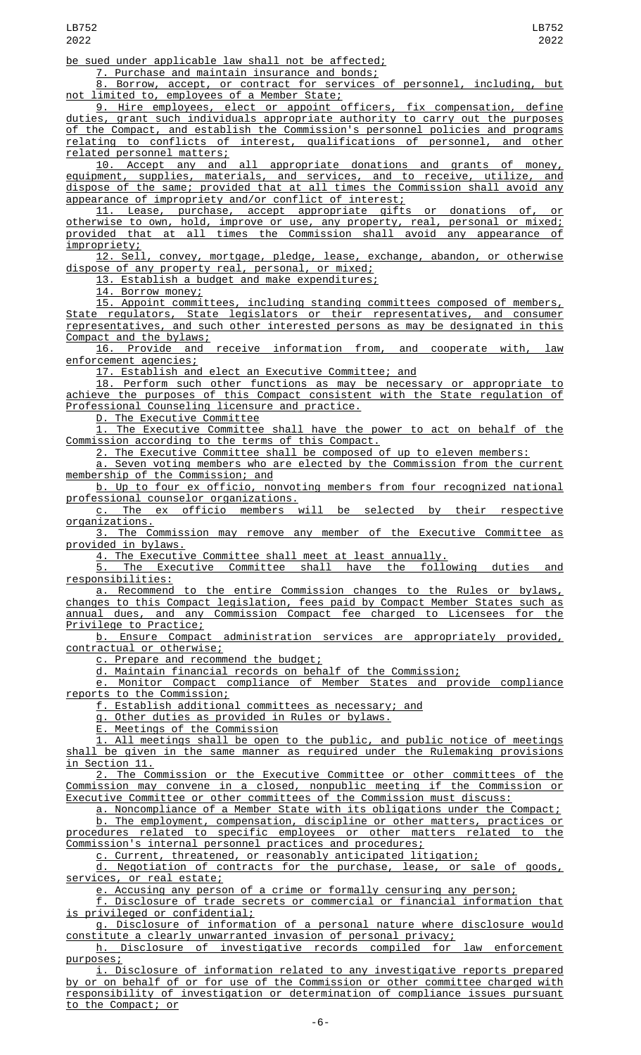be sued under applicable law shall not be affected;

7. Purchase and maintain insurance and bonds;

8. Borrow, accept, or contract for services of personnel, including, but not limited to, employees of a Member State;

9. Hire employees, elect or appoint officers, fix compensation, define duties, grant such individuals appropriate authority to carry out the purposes of the Compact, and establish the Commission's personnel policies and programs relating to conflicts of interest, qualifications of personnel, and other related personnel matters;

10. Accept any and all appropriate donations and grants of money, equipment, supplies, materials, and services, and to receive, utilize, and dispose of the same; provided that at all times the Commission shall avoid any appearance of impropriety and/or conflict of interest;

11. Lease, purchase, accept appropriate gifts or donations of, or otherwise to own, hold, improve or use, any property, real, personal or mixed; provided that at all times the Commission shall avoid any appearance of impropriety;

12. Sell, convey, mortgage, pledge, lease, exchange, abandon, or otherwise dispose of any property real, personal, or mixed;

13. Establish a budget and make expenditures;

14. Borrow money;

15. Appoint committees, including standing committees composed of members, State regulators, State legislators or their representatives, and consumer representatives, and such other interested persons as may be designated in this Compact and the bylaws;

16. Provide and receive information from, and cooperate with, law enforcement agencies;

17. Establish and elect an Executive Committee; and

18. Perform such other functions as may be necessary or appropriate to achieve the purposes of this Compact consistent with the State regulation of Professional Counseling licensure and practice.

D. The Executive Committee

1. The Executive Committee shall have the power to act on behalf of the Commission according to the terms of this Compact.

2. The Executive Committee shall be composed of up to eleven members:

a. Seven voting members who are elected by the Commission from the current membership of the Commission; and

b. Up to four ex officio, nonvoting members from four recognized national professional counselor organizations.

c. The ex officio members will be selected by their respective organizations.

3. The Commission may remove any member of the Executive Committee as provided in bylaws.

4. The Executive Committee shall meet at least annually.

5. The Executive Committee shall have the following duties and responsibilities:

a. Recommend to the entire Commission changes to the Rules or bylaws, changes to this Compact legislation, fees paid by Compact Member States such as annual dues, and any Commission Compact fee charged to Licensees for the Privilege to Practice;

b. Ensure Compact administration services are appropriately provided, contractual or otherwise;

c. Prepare and recommend the budget;

d. Maintain financial records on behalf of the Commission;

e. Monitor Compact compliance of Member States and provide compliance reports to the Commission;

f. Establish additional committees as necessary; and

g. Other duties as provided in Rules or bylaws.

E. Meetings of the Commission

1. All meetings shall be open to the public, and public notice of meetings shall be given in the same manner as required under the Rulemaking provisions in Section 11.

2. The Commission or the Executive Committee or other committees of the Commission may convene in a closed, nonpublic meeting if the Commission or Executive Committee or other committees of the Commission must discuss:

a. Noncompliance of a Member State with its obligations under the Compact;

b. The employment, compensation, discipline or other matters, practices or procedures related to specific employees or other matters related to the Commission's internal personnel practices and procedures;

c. Current, threatened, or reasonably anticipated litigation;

d. Negotiation of contracts for the purchase, lease, or sale of goods, services, or real estate;

e. Accusing any person of a crime or formally censuring any person;

f. Disclosure of trade secrets or commercial or financial information that is privileged or confidential;

g. Disclosure of information of a personal nature where disclosure would constitute a clearly unwarranted invasion of personal privacy;

h. Disclosure of investigative records compiled for law enforcement purposes;

i. Disclosure of information related to any investigative reports prepared by or on behalf of or for use of the Commission or other committee charged with responsibility of investigation or determination of compliance issues pursuant to the Compact; or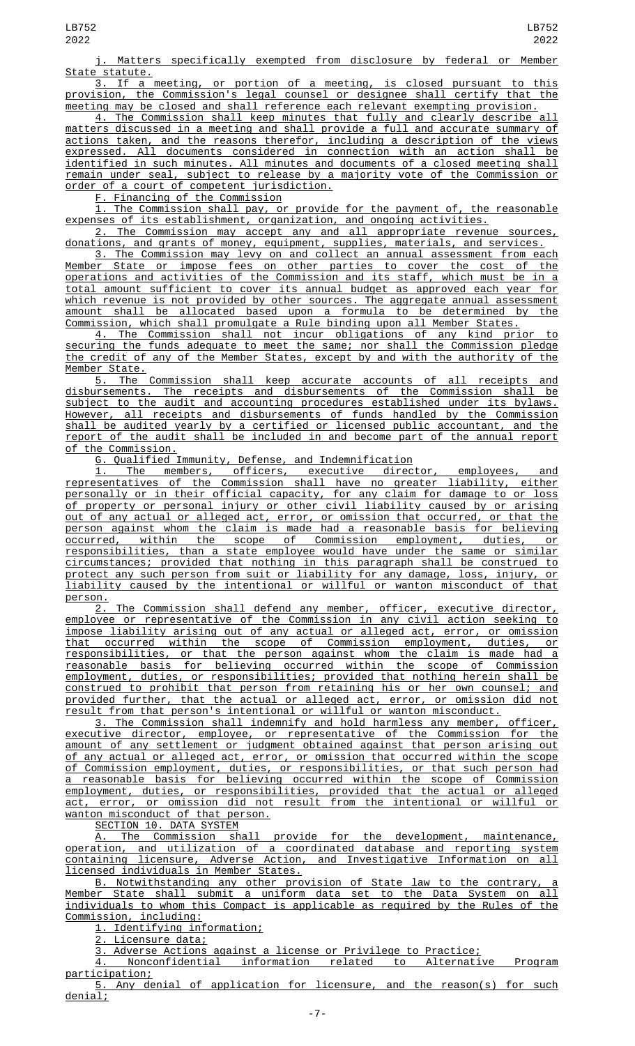j. Matters specifically exempted from disclosure by federal or Member State statute.

3. If a meeting, or portion of a meeting, is closed pursuant to this provision, the Commission's legal counsel or designee shall certify that the meeting may be closed and shall reference each relevant exempting provision.

4. The Commission shall keep minutes that fully and clearly describe all matters discussed in a meeting and shall provide a full and accurate summary of actions taken, and the reasons therefor, including a description of the views expressed. All documents considered in connection with an action shall be identified in such minutes. All minutes and documents of a closed meeting shall remain under seal, subject to release by a majority vote of the Commission or order of a court of competent jurisdiction.

F. Financing of the Commission

1. The Commission shall pay, or provide for the payment of, the reasonable expenses of its establishment, organization, and ongoing activities.

2. The Commission may accept any and all appropriate revenue sources, donations, and grants of money, equipment, supplies, materials, and services.

3. The Commission may levy on and collect an annual assessment from each Member State or impose fees on other parties to cover the cost of the operations and activities of the Commission and its staff, which must be in a total amount sufficient to cover its annual budget as approved each year for which revenue is not provided by other sources. The aggregate annual assessment amount shall be allocated based upon a formula to be determined by the Commission, which shall promulgate a Rule binding upon all Member States.

4. The Commission shall not incur obligations of any kind prior to securing the funds adequate to meet the same; nor shall the Commission pledge the credit of any of the Member States, except by and with the authority of the Member State.

5. The Commission shall keep accurate accounts of all receipts and disbursements. The receipts and disbursements of the Commission shall be subject to the audit and accounting procedures established under its bylaws. However, all receipts and disbursements of funds handled by the Commission shall be audited yearly by a certified or licensed public accountant, and the report of the audit shall be included in and become part of the annual report of the Commission.

G. Qualified Immunity, Defense, and Indemnification

1. The members, officers, executive director, employees, and representatives of the Commission shall have no greater liability, either personally or in their official capacity, for any claim for damage to or loss of property or personal injury or other civil liability caused by or arising out of any actual or alleged act, error, or omission that occurred, or that the person against whom the claim is made had a reasonable basis for believing occurred, within the scope of Commission employment, duties, or responsibilities, than a state employee would have under the same or similar circumstances; provided that nothing in this paragraph shall be construed to protect any such person from suit or liability for any damage, loss, injury, or liability caused by the intentional or willful or wanton misconduct of that person.

2. The Commission shall defend any member, officer, executive director, employee or representative of the Commission in any civil action seeking to impose liability arising out of any actual or alleged act, error, or omission that occurred within the scope of Commission employment, duties, or responsibilities, or that the person against whom the claim is made had a reasonable basis for believing occurred within the scope of Commission employment, duties, or responsibilities; provided that nothing herein shall be construed to prohibit that person from retaining his or her own counsel; and provided further, that the actual or alleged act, error, or omission did not result from that person's intentional or willful or wanton misconduct.

3. The Commission shall indemnify and hold harmless any member, officer, executive director, employee, or representative of the Commission for the amount of any settlement or judgment obtained against that person arising out of any actual or alleged act, error, or omission that occurred within the scope of Commission employment, duties, or responsibilities, or that such person had a reasonable basis for believing occurred within the scope of Commission employment, duties, or responsibilities, provided that the actual or alleged act, error, or omission did not result from the intentional or willful or wanton misconduct of that person.

SECTION 10. DATA SYSTEM

A. The Commission shall provide for the development, maintenance, operation, and utilization of a coordinated database and reporting system containing licensure, Adverse Action, and Investigative Information on all licensed individuals in Member States.

B. Notwithstanding any other provision of State law to the contrary, a Member State shall submit a uniform data set to the Data System on all individuals to whom this Compact is applicable as required by the Rules of the Commission, including:

1. Identifying information;

2. Licensure data;

3. Adverse Actions against a license or Privilege to Practice;

4. Nonconfidential information related to Alternative Program participation;

5. Any denial of application for licensure, and the reason(s) for such denial;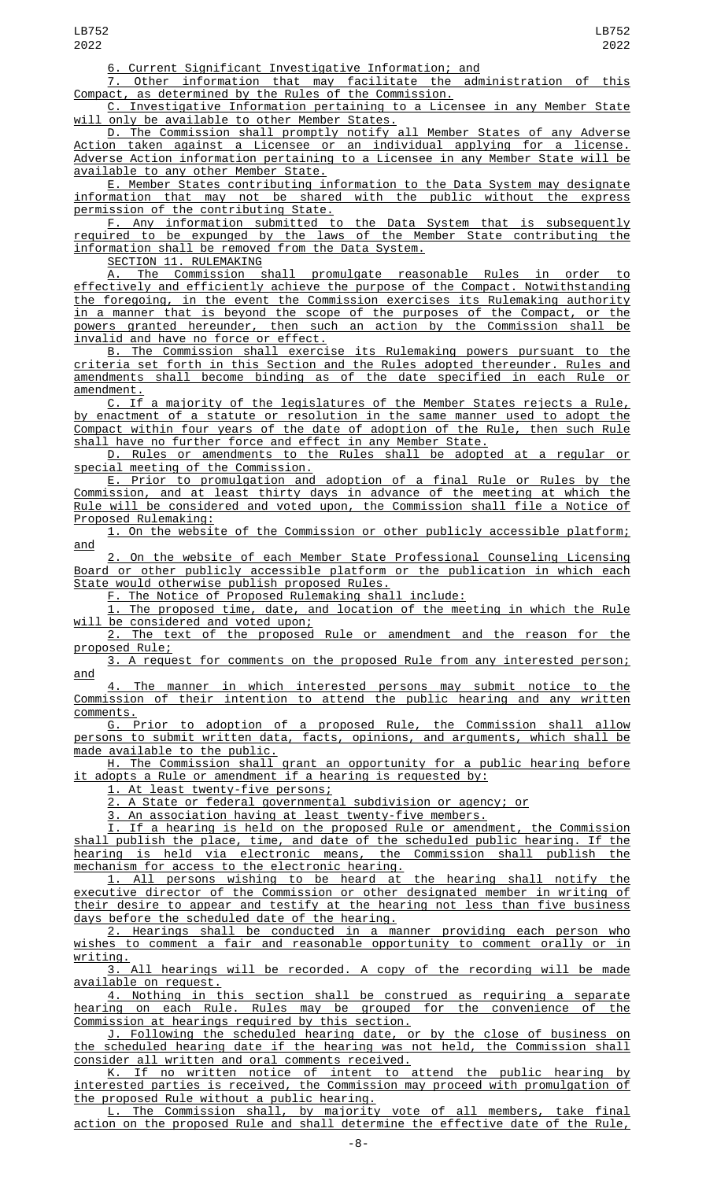6. Current Significant Investigative Information; and

7. Other information that may facilitate the administration of this Compact, as determined by the Rules of the Commission.

C. Investigative Information pertaining to a Licensee in any Member State will only be available to other Member States.

D. The Commission shall promptly notify all Member States of any Adverse Action taken against a Licensee or an individual applying for a license. Adverse Action information pertaining to a Licensee in any Member State will be available to any other Member State.

E. Member States contributing information to the Data System may designate information that may not be shared with the public without the express permission of the contributing State.

F. Any information submitted to the Data System that is subsequently required to be expunged by the laws of the Member State contributing the information shall be removed from the Data System.

SECTION 11. RULEMAKING

A. The Commission shall promulgate reasonable Rules in order to effectively and efficiently achieve the purpose of the Compact. Notwithstanding the foregoing, in the event the Commission exercises its Rulemaking authority in a manner that is beyond the scope of the purposes of the Compact, or the powers granted hereunder, then such an action by the Commission shall be invalid and have no force or effect.

B. The Commission shall exercise its Rulemaking powers pursuant to the criteria set forth in this Section and the Rules adopted thereunder. Rules and amendments shall become binding as of the date specified in each Rule or amendment.

C. If a majority of the legislatures of the Member States rejects a Rule, by enactment of a statute or resolution in the same manner used to adopt the Compact within four years of the date of adoption of the Rule, then such Rule shall have no further force and effect in any Member State.

D. Rules or amendments to the Rules shall be adopted at a regular or special meeting of the Commission.

E. Prior to promulgation and adoption of a final Rule or Rules by the Commission, and at least thirty days in advance of the meeting at which the Rule will be considered and voted upon, the Commission shall file a Notice of Proposed Rulemaking:

1. On the website of the Commission or other publicly accessible platform; and

2. On the website of each Member State Professional Counseling Licensing Board or other publicly accessible platform or the publication in which each State would otherwise publish proposed Rules.

F. The Notice of Proposed Rulemaking shall include:

1. The proposed time, date, and location of the meeting in which the Rule will be considered and voted upon;

2. The text of the proposed Rule or amendment and the reason for the proposed Rule;

3. A request for comments on the proposed Rule from any interested person; and

4. The manner in which interested persons may submit notice to the Commission of their intention to attend the public hearing and any written comments.

G. Prior to adoption of a proposed Rule, the Commission shall allow persons to submit written data, facts, opinions, and arguments, which shall be made available to the public.

H. The Commission shall grant an opportunity for a public hearing before it adopts a Rule or amendment if a hearing is requested by:

1. At least twenty-five persons;

2. A State or federal governmental subdivision or agency; or

3. An association having at least twenty-five members.

I. If a hearing is held on the proposed Rule or amendment, the Commission shall publish the place, time, and date of the scheduled public hearing. If the hearing is held via electronic means, the Commission shall publish the mechanism for access to the electronic hearing.

1. All persons wishing to be heard at the hearing shall notify the executive director of the Commission or other designated member in writing of their desire to appear and testify at the hearing not less than five business days before the scheduled date of the hearing.

2. Hearings shall be conducted in a manner providing each person who wishes to comment a fair and reasonable opportunity to comment orally or in writing.

3. All hearings will be recorded. A copy of the recording will be made available on request.

4. Nothing in this section shall be construed as requiring a separate hearing on each Rule. Rules may be grouped for the convenience of the Commission at hearings required by this section.

J. Following the scheduled hearing date, or by the close of business on the scheduled hearing date if the hearing was not held, the Commission shall consider all written and oral comments received.

K. If no written notice of intent to attend the public hearing by interested parties is received, the Commission may proceed with promulgation of the proposed Rule without a public hearing.

L. The Commission shall, by majority vote of all members, take final action on the proposed Rule and shall determine the effective date of the Rule,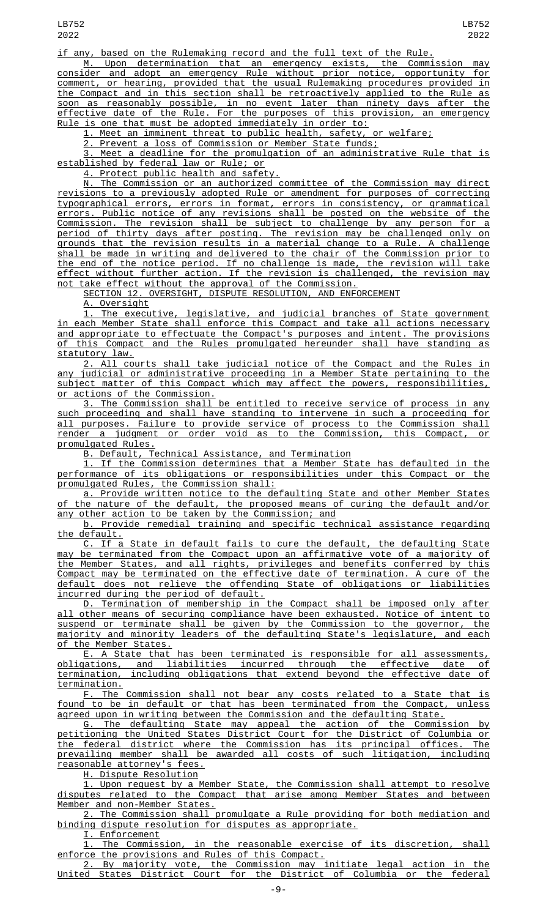if any, based on the Rulemaking record and the full text of the Rule.

M. Upon determination that an emergency exists, the Commission may consider and adopt an emergency Rule without prior notice, opportunity for comment, or hearing, provided that the usual Rulemaking procedures provided in the Compact and in this section shall be retroactively applied to the Rule as soon as reasonably possible, in no event later than ninety days after the effective date of the Rule. For the purposes of this provision, an emergency Rule is one that must be adopted immediately in order to:

1. Meet an imminent threat to public health, safety, or welfare;

2. Prevent a loss of Commission or Member State funds;

3. Meet a deadline for the promulgation of an administrative Rule that is established by federal law or Rule; or

4. Protect public health and safety.

N. The Commission or an authorized committee of the Commission may direct revisions to a previously adopted Rule or amendment for purposes of correcting typographical errors, errors in format, errors in consistency, or grammatical errors. Public notice of any revisions shall be posted on the website of the Commission. The revision shall be subject to challenge by any person for a period of thirty days after posting. The revision may be challenged only on grounds that the revision results in a material change to a Rule. A challenge shall be made in writing and delivered to the chair of the Commission prior to the end of the notice period. If no challenge is made, the revision will take effect without further action. If the revision is challenged, the revision may not take effect without the approval of the Commission.

SECTION 12. OVERSIGHT, DISPUTE RESOLUTION, AND ENFORCEMENT

A. Oversight

1. The executive, legislative, and judicial branches of State government in each Member State shall enforce this Compact and take all actions necessary and appropriate to effectuate the Compact's purposes and intent. The provisions of this Compact and the Rules promulgated hereunder shall have standing as statutory law.

2. All courts shall take judicial notice of the Compact and the Rules in any judicial or administrative proceeding in a Member State pertaining to the subject matter of this Compact which may affect the powers, responsibilities, or actions of the Commission.

3. The Commission shall be entitled to receive service of process in any such proceeding and shall have standing to intervene in such a proceeding for all purposes. Failure to provide service of process to the Commission shall render a judgment or order void as to the Commission, this Compact, or promulgated Rules.

B. Default, Technical Assistance, and Termination

1. If the Commission determines that a Member State has defaulted in the performance of its obligations or responsibilities under this Compact or the promulgated Rules, the Commission shall:

a. Provide written notice to the defaulting State and other Member States of the nature of the default, the proposed means of curing the default and/or any other action to be taken by the Commission; and

b. Provide remedial training and specific technical assistance regarding the default.

C. If a State in default fails to cure the default, the defaulting State may be terminated from the Compact upon an affirmative vote of a majority of the Member States, and all rights, privileges and benefits conferred by this Compact may be terminated on the effective date of termination. A cure of the default does not relieve the offending State of obligations or liabilities incurred during the period of default.

D. Termination of membership in the Compact shall be imposed only after all other means of securing compliance have been exhausted. Notice of intent to suspend or terminate shall be given by the Commission to the governor, the majority and minority leaders of the defaulting State's legislature, and each of the Member States.

E. A State that has been terminated is responsible for all assessments, obligations, and liabilities incurred through the effective date of termination, including obligations that extend beyond the effective date of termination.

F. The Commission shall not bear any costs related to a State that is found to be in default or that has been terminated from the Compact, unless agreed upon in writing between the Commission and the defaulting State.

G. The defaulting State may appeal the action of the Commission by petitioning the United States District Court for the District of Columbia or the federal district where the Commission has its principal offices. The prevailing member shall be awarded all costs of such litigation, including reasonable attorney's fees.

H. Dispute Resolution

1. Upon request by a Member State, the Commission shall attempt to resolve disputes related to the Compact that arise among Member States and between Member and non-Member States.

2. The Commission shall promulgate a Rule providing for both mediation and binding dispute resolution for disputes as appropriate.

I. Enforcement

1. The Commission, in the reasonable exercise of its discretion, shall enforce the provisions and Rules of this Compact.

2. By majority vote, the Commission may initiate legal action in the United States District Court for the District of Columbia or the federal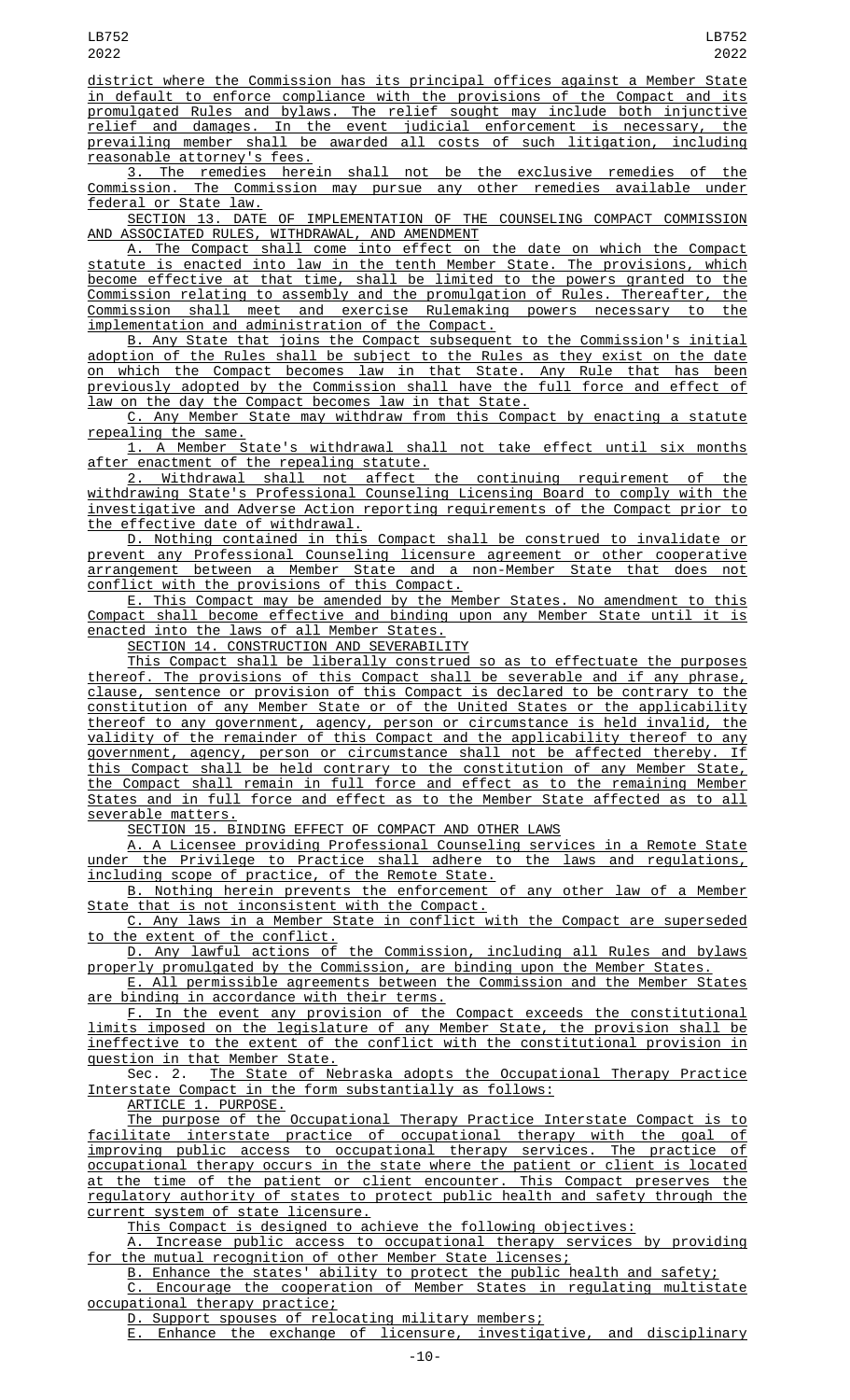district where the Commission has its principal offices against a Member State in default to enforce compliance with the provisions of the Compact and its promulgated Rules and bylaws. The relief sought may include both injunctive relief and damages. In the event judicial enforcement is necessary, the prevailing member shall be awarded all costs of such litigation, including reasonable attorney's fees.

3. The remedies herein shall not be the exclusive remedies of the Commission. The Commission may pursue any other remedies available under federal or State law.

SECTION 13. DATE OF IMPLEMENTATION OF THE COUNSELING COMPACT COMMISSION AND ASSOCIATED RULES, WITHDRAWAL, AND AMENDMENT

A. The Compact shall come into effect on the date on which the Compact statute is enacted into law in the tenth Member State. The provisions, which become effective at that time, shall be limited to the powers granted to the Commission relating to assembly and the promulgation of Rules. Thereafter, the Commission shall meet and exercise Rulemaking powers necessary to the implementation and administration of the Compact.

B. Any State that joins the Compact subsequent to the Commission's initial adoption of the Rules shall be subject to the Rules as they exist on the date on which the Compact becomes law in that State. Any Rule that has been previously adopted by the Commission shall have the full force and effect of law on the day the Compact becomes law in that State.

C. Any Member State may withdraw from this Compact by enacting a statute repealing the same.

1. A Member State's withdrawal shall not take effect until six months after enactment of the repealing statute.

2. Withdrawal shall not affect the continuing requirement of the withdrawing State's Professional Counseling Licensing Board to comply with the investigative and Adverse Action reporting requirements of the Compact prior to the effective date of withdrawal.

D. Nothing contained in this Compact shall be construed to invalidate or prevent any Professional Counseling licensure agreement or other cooperative arrangement between a Member State and a non-Member State that does not conflict with the provisions of this Compact.

E. This Compact may be amended by the Member States. No amendment to this Compact shall become effective and binding upon any Member State until it is enacted into the laws of all Member States.

SECTION 14. CONSTRUCTION AND SEVERABILITY

This Compact shall be liberally construed so as to effectuate the purposes thereof. The provisions of this Compact shall be severable and if any phrase, clause, sentence or provision of this Compact is declared to be contrary to the constitution of any Member State or of the United States or the applicability thereof to any government, agency, person or circumstance is held invalid, the validity of the remainder of this Compact and the applicability thereof to any government, agency, person or circumstance shall not be affected thereby. If this Compact shall be held contrary to the constitution of any Member State, the Compact shall remain in full force and effect as to the remaining Member States and in full force and effect as to the Member State affected as to all severable matters.

SECTION 15. BINDING EFFECT OF COMPACT AND OTHER LAWS

A. A Licensee providing Professional Counseling services in a Remote State under the Privilege to Practice shall adhere to the laws and regulations, including scope of practice, of the Remote State.

B. Nothing herein prevents the enforcement of any other law of a Member State that is not inconsistent with the Compact.

C. Any laws in a Member State in conflict with the Compact are superseded to the extent of the conflict.

D. Any lawful actions of the Commission, including all Rules and bylaws properly promulgated by the Commission, are binding upon the Member States.

E. All permissible agreements between the Commission and the Member States are binding in accordance with their terms.

F. In the event any provision of the Compact exceeds the constitutional limits imposed on the legislature of any Member State, the provision shall be ineffective to the extent of the conflict with the constitutional provision in question in that Member State.

Sec. 2. The State of Nebraska adopts the Occupational Therapy Practice Interstate Compact in the form substantially as follows:

ARTICLE 1. PURPOSE.

The purpose of the Occupational Therapy Practice Interstate Compact is to facilitate interstate practice of occupational therapy with the goal of improving public access to occupational therapy services. The practice of occupational therapy occurs in the state where the patient or client is located at the time of the patient or client encounter. This Compact preserves the regulatory authority of states to protect public health and safety through the current system of state licensure.

This Compact is designed to achieve the following objectives:

A. Increase public access to occupational therapy services by providing for the mutual recognition of other Member State licenses;

B. Enhance the states' ability to protect the public health and safety;

C. Encourage the cooperation of Member States in regulating multistate occupational therapy practice;

D. Support spouses of relocating military members;

E. Enhance the exchange of licensure, investigative, and disciplinary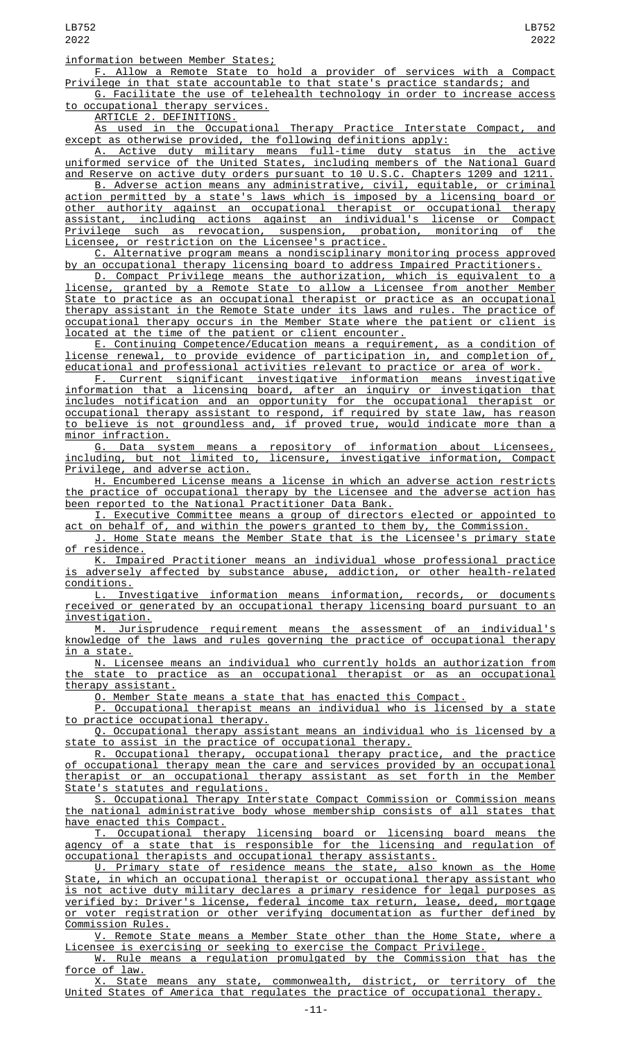information between Member States;

F. Allow a Remote State to hold a provider of services with a Compact Privilege in that state accountable to that state's practice standards; and

G. Facilitate the use of telehealth technology in order to increase access to occupational therapy services.

ARTICLE 2. DEFINITIONS.

As used in the Occupational Therapy Practice Interstate Compact, and except as otherwise provided, the following definitions apply:

A. Active duty military means full-time duty status in the active uniformed service of the United States, including members of the National Guard and Reserve on active duty orders pursuant to 10 U.S.C. Chapters 1209 and 1211.

B. Adverse action means any administrative, civil, equitable, or criminal action permitted by a state's laws which is imposed by a licensing board or other authority against an occupational therapist or occupational therapy assistant, including actions against an individual's license or Compact Privilege such as revocation, suspension, probation, monitoring of the Licensee, or restriction on the Licensee's practice.

C. Alternative program means a nondisciplinary monitoring process approved by an occupational therapy licensing board to address Impaired Practitioners.

D. Compact Privilege means the authorization, which is equivalent to a license, granted by a Remote State to allow a Licensee from another Member State to practice as an occupational therapist or practice as an occupational therapy assistant in the Remote State under its laws and rules. The practice of occupational therapy occurs in the Member State where the patient or client is located at the time of the patient or client encounter.

E. Continuing Competence/Education means a requirement, as a condition of license renewal, to provide evidence of participation in, and completion of, educational and professional activities relevant to practice or area of work.

F. Current significant investigative information means investigative information that a licensing board, after an inquiry or investigation that includes notification and an opportunity for the occupational therapist or occupational therapy assistant to respond, if required by state law, has reason to believe is not groundless and, if proved true, would indicate more than a minor infraction.

G. Data system means a repository of information about Licensees, including, but not limited to, licensure, investigative information, Compact Privilege, and adverse action.

H. Encumbered License means a license in which an adverse action restricts the practice of occupational therapy by the Licensee and the adverse action has been reported to the National Practitioner Data Bank.

I. Executive Committee means a group of directors elected or appointed to act on behalf of, and within the powers granted to them by, the Commission.

J. Home State means the Member State that is the Licensee's primary state of residence.

K. Impaired Practitioner means an individual whose professional practice is adversely affected by substance abuse, addiction, or other health-related conditions.

L. Investigative information means information, records, or documents received or generated by an occupational therapy licensing board pursuant to an investigation.

M. Jurisprudence requirement means the assessment of an individual's knowledge of the laws and rules governing the practice of occupational therapy in a state.

N. Licensee means an individual who currently holds an authorization from the state to practice as an occupational therapist or as an occupational therapy assistant.

O. Member State means a state that has enacted this Compact.

P. Occupational therapist means an individual who is licensed by a state to practice occupational therapy.

Q. Occupational therapy assistant means an individual who is licensed by a state to assist in the practice of occupational therapy.

R. Occupational therapy, occupational therapy practice, and the practice of occupational therapy mean the care and services provided by an occupational therapist or an occupational therapy assistant as set forth in the Member State's statutes and regulations.

S. Occupational Therapy Interstate Compact Commission or Commission means the national administrative body whose membership consists of all states that have enacted this Compact.

T. Occupational therapy licensing board or licensing board means the agency of a state that is responsible for the licensing and regulation of occupational therapists and occupational therapy assistants.

U. Primary state of residence means the state, also known as the Home State, in which an occupational therapist or occupational therapy assistant who is not active duty military declares a primary residence for legal purposes as verified by: Driver's license, federal income tax return, lease, deed, mortgage or voter registration or other verifying documentation as further defined by Commission Rules.

V. Remote State means a Member State other than the Home State, where a Licensee is exercising or seeking to exercise the Compact Privilege.

W. Rule means a regulation promulgated by the Commission that has the force of law.

X. State means any state, commonwealth, district, or territory of the United States of America that regulates the practice of occupational therapy.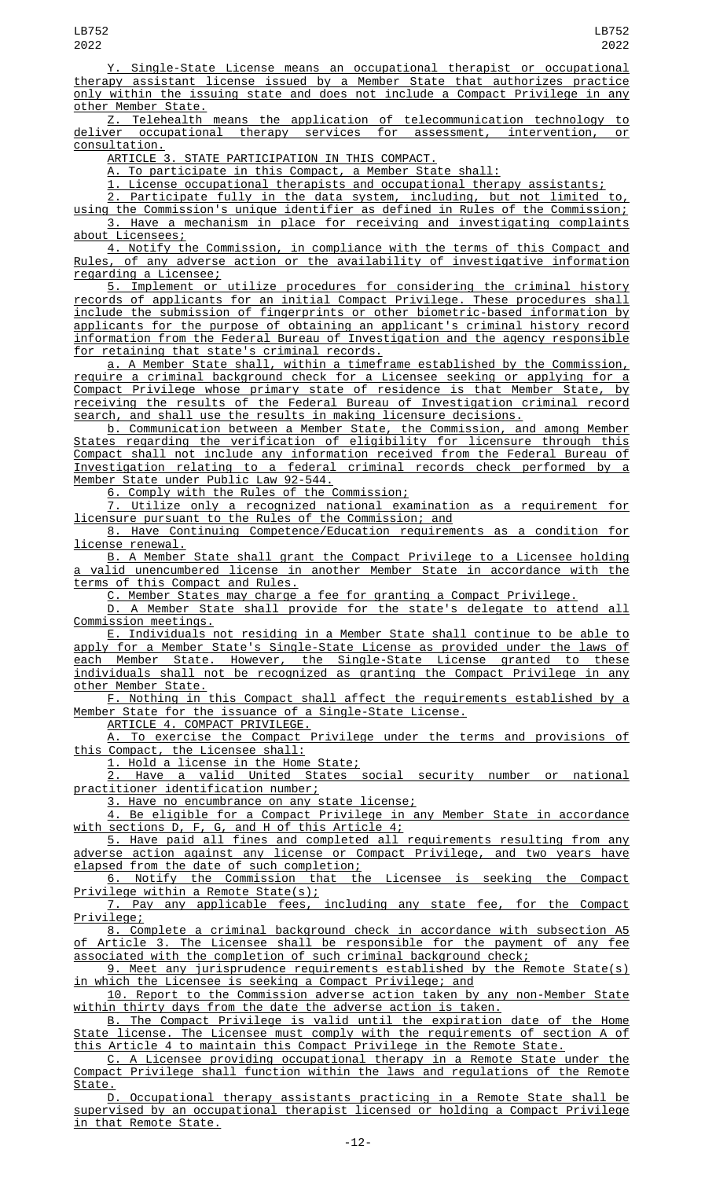Y. Single-State License means an occupational therapist or occupational therapy assistant license issued by a Member State that authorizes practice only within the issuing state and does not include a Compact Privilege in any other Member State.

Z. Telehealth means the application of telecommunication technology to deliver occupational therapy services for assessment, intervention, or consultation.

ARTICLE 3. STATE PARTICIPATION IN THIS COMPACT.

A. To participate in this Compact, a Member State shall:

1. License occupational therapists and occupational therapy assistants;

2. Participate fully in the data system, including, but not limited to, using the Commission's unique identifier as defined in Rules of the Commission;

3. Have a mechanism in place for receiving and investigating complaints about Licensees;

4. Notify the Commission, in compliance with the terms of this Compact and Rules, of any adverse action or the availability of investigative information regarding a Licensee;

5. Implement or utilize procedures for considering the criminal history records of applicants for an initial Compact Privilege. These procedures shall include the submission of fingerprints or other biometric-based information by applicants for the purpose of obtaining an applicant's criminal history record information from the Federal Bureau of Investigation and the agency responsible for retaining that state's criminal records.

a. A Member State shall, within a timeframe established by the Commission, require a criminal background check for a Licensee seeking or applying for a Compact Privilege whose primary state of residence is that Member State, by receiving the results of the Federal Bureau of Investigation criminal record search, and shall use the results in making licensure decisions.

b. Communication between a Member State, the Commission, and among Member States regarding the verification of eligibility for licensure through this Compact shall not include any information received from the Federal Bureau of Investigation relating to a federal criminal records check performed by a Member State under Public Law 92-544.

6. Comply with the Rules of the Commission;

7. Utilize only a recognized national examination as a requirement for licensure pursuant to the Rules of the Commission; and

8. Have Continuing Competence/Education requirements as a condition for license renewal.

B. A Member State shall grant the Compact Privilege to a Licensee holding a valid unencumbered license in another Member State in accordance with the terms of this Compact and Rules.

C. Member States may charge a fee for granting a Compact Privilege.

D. A Member State shall provide for the state's delegate to attend all Commission meetings.

E. Individuals not residing in a Member State shall continue to be able to apply for a Member State's Single-State License as provided under the laws of each Member State. However, the Single-State License granted to these individuals shall not be recognized as granting the Compact Privilege in any other Member State.

F. Nothing in this Compact shall affect the requirements established by a Member State for the issuance of a Single-State License.

ARTICLE 4. COMPACT PRIVILEGE.

A. To exercise the Compact Privilege under the terms and provisions of this Compact, the Licensee shall:

1. Hold a license in the Home State;

2. Have a valid United States social security number or national practitioner identification number;

3. Have no encumbrance on any state license;

4. Be eligible for a Compact Privilege in any Member State in accordance with sections D, F, G, and H of this Article 4;

5. Have paid all fines and completed all requirements resulting from any adverse action against any license or Compact Privilege, and two years have elapsed from the date of such completion;

6. Notify the Commission that the Licensee is seeking the Compact Privilege within a Remote State(s);

7. Pay any applicable fees, including any state fee, for the Compact Privilege;

8. Complete a criminal background check in accordance with subsection A5 of Article 3. The Licensee shall be responsible for the payment of any fee associated with the completion of such criminal background check;

9. Meet any jurisprudence requirements established by the Remote State(s) in which the Licensee is seeking a Compact Privilege; and

10. Report to the Commission adverse action taken by any non-Member State within thirty days from the date the adverse action is taken.

B. The Compact Privilege is valid until the expiration date of the Home State license. The Licensee must comply with the requirements of section A of this Article 4 to maintain this Compact Privilege in the Remote State.

C. A Licensee providing occupational therapy in a Remote State under the Compact Privilege shall function within the laws and regulations of the Remote State.

D. Occupational therapy assistants practicing in a Remote State shall be supervised by an occupational therapist licensed or holding a Compact Privilege in that Remote State.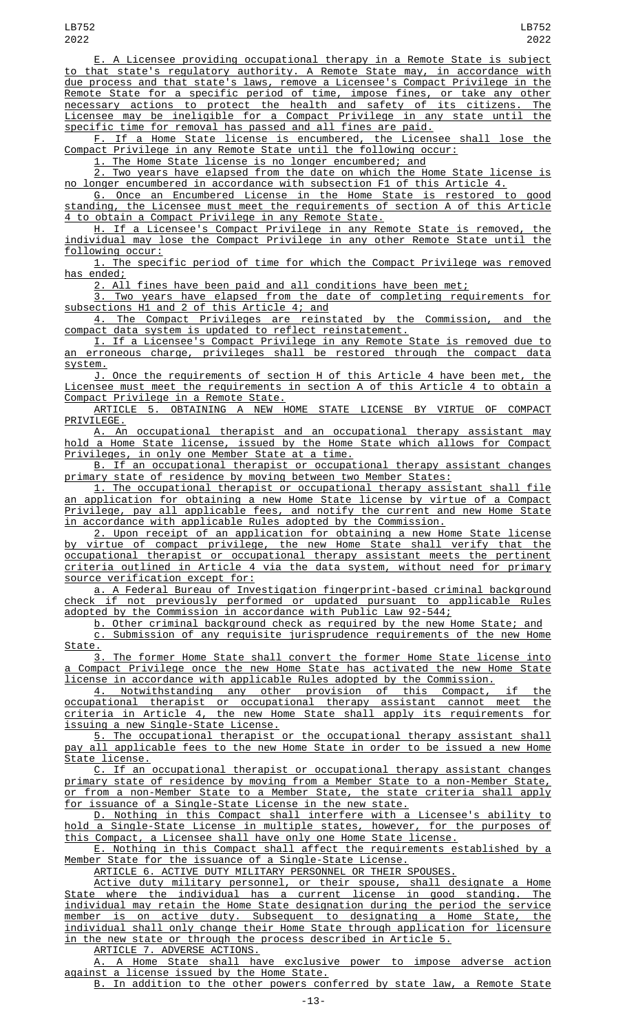E. A Licensee providing occupational therapy in a Remote State is subject to that state's regulatory authority. A Remote State may, in accordance with due process and that state's laws, remove a Licensee's Compact Privilege in the Remote State for a specific period of time, impose fines, or take any other necessary actions to protect the health and safety of its citizens. The Licensee may be ineligible for a Compact Privilege in any state until the specific time for removal has passed and all fines are paid.

F. If a Home State license is encumbered, the Licensee shall lose the Compact Privilege in any Remote State until the following occur:

1. The Home State license is no longer encumbered; and

2. Two years have elapsed from the date on which the Home State license is no longer encumbered in accordance with subsection F1 of this Article 4.

G. Once an Encumbered License in the Home State is restored to good standing, the Licensee must meet the requirements of section A of this Article 4 to obtain a Compact Privilege in any Remote State.

H. If a Licensee's Compact Privilege in any Remote State is removed, the individual may lose the Compact Privilege in any other Remote State until the following occur:

1. The specific period of time for which the Compact Privilege was removed has ended;

2. All fines have been paid and all conditions have been met;

3. Two years have elapsed from the date of completing requirements for subsections H1 and 2 of this Article 4; and

4. The Compact Privileges are reinstated by the Commission, and the compact data system is updated to reflect reinstatement.

I. If a Licensee's Compact Privilege in any Remote State is removed due to an erroneous charge, privileges shall be restored through the compact data system.

J. Once the requirements of section H of this Article 4 have been met, the Licensee must meet the requirements in section A of this Article 4 to obtain a Compact Privilege in a Remote State.

ARTICLE 5. OBTAINING A NEW HOME STATE LICENSE BY VIRTUE OF COMPACT PRIVILEGE.

A. An occupational therapist and an occupational therapy assistant may hold a Home State license, issued by the Home State which allows for Compact Privileges, in only one Member State at a time.

B. If an occupational therapist or occupational therapy assistant changes primary state of residence by moving between two Member States:

1. The occupational therapist or occupational therapy assistant shall file an application for obtaining a new Home State license by virtue of a Compact Privilege, pay all applicable fees, and notify the current and new Home State in accordance with applicable Rules adopted by the Commission.

2. Upon receipt of an application for obtaining a new Home State license by virtue of compact privilege, the new Home State shall verify that the occupational therapist or occupational therapy assistant meets the pertinent criteria outlined in Article 4 via the data system, without need for primary source verification except for:

a. A Federal Bureau of Investigation fingerprint-based criminal background check if not previously performed or updated pursuant to applicable Rules adopted by the Commission in accordance with Public Law 92-544;

b. Other criminal background check as required by the new Home State; and

c. Submission of any requisite jurisprudence requirements of the new Home State.

3. The former Home State shall convert the former Home State license into a Compact Privilege once the new Home State has activated the new Home State license in accordance with applicable Rules adopted by the Commission.

4. Notwithstanding any other provision of this Compact, if the occupational therapist or occupational therapy assistant cannot meet the criteria in Article 4, the new Home State shall apply its requirements for issuing a new Single-State License.

5. The occupational therapist or the occupational therapy assistant shall pay all applicable fees to the new Home State in order to be issued a new Home State license.

C. If an occupational therapist or occupational therapy assistant changes primary state of residence by moving from a Member State to a non-Member State, or from a non-Member State to a Member State, the state criteria shall apply for issuance of a Single-State License in the new state.

D. Nothing in this Compact shall interfere with a Licensee's ability to hold a Single-State License in multiple states, however, for the purposes of this Compact, a Licensee shall have only one Home State license.

E. Nothing in this Compact shall affect the requirements established by a Member State for the issuance of a Single-State License.

ARTICLE 6. ACTIVE DUTY MILITARY PERSONNEL OR THEIR SPOUSES.

Active duty military personnel, or their spouse, shall designate a Home State where the individual has a current license in good standing. The individual may retain the Home State designation during the period the service member is on active duty. Subsequent to designating a Home State, the individual shall only change their Home State through application for licensure in the new state or through the process described in Article 5.

ARTICLE 7. ADVERSE ACTIONS.

A. A Home State shall have exclusive power to impose adverse action against a license issued by the Home State.

B. In addition to the other powers conferred by state law, a Remote State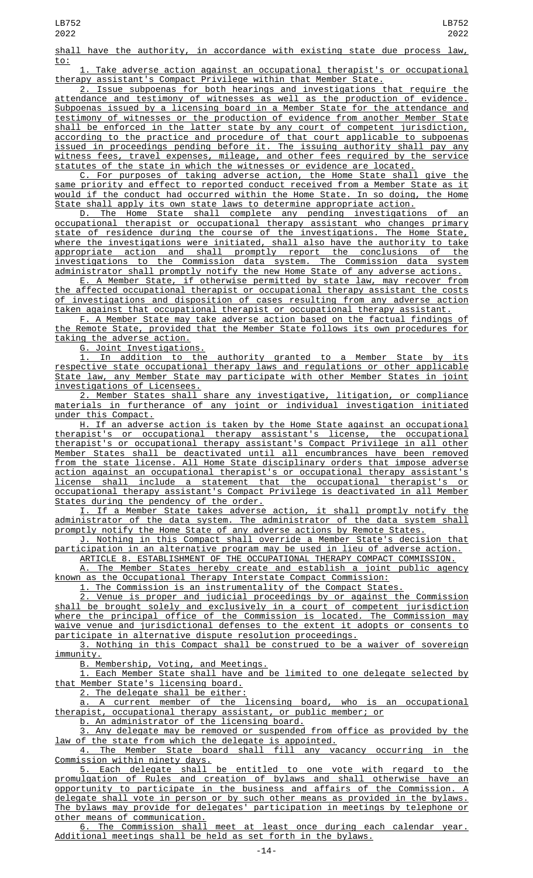shall have the authority, in accordance with existing state due process law, to:

1. Take adverse action against an occupational therapist's or occupational therapy assistant's Compact Privilege within that Member State.

2. Issue subpoenas for both hearings and investigations that require the attendance and testimony of witnesses as well as the production of evidence. Subpoenas issued by a licensing board in a Member State for the attendance and testimony of witnesses or the production of evidence from another Member State shall be enforced in the latter state by any court of competent jurisdiction, according to the practice and procedure of that court applicable to subpoenas issued in proceedings pending before it. The issuing authority shall pay any witness fees, travel expenses, mileage, and other fees required by the service statutes of the state in which the witnesses or evidence are located.

C. For purposes of taking adverse action, the Home State shall give the same priority and effect to reported conduct received from a Member State as it would if the conduct had occurred within the Home State. In so doing, the Home State shall apply its own state laws to determine appropriate action.

D. The Home State shall complete any pending investigations of an occupational therapist or occupational therapy assistant who changes primary state of residence during the course of the investigations. The Home State, where the investigations were initiated, shall also have the authority to take appropriate action and shall promptly report the conclusions of the investigations to the Commission data system. The Commission data system administrator shall promptly notify the new Home State of any adverse actions.

E. A Member State, if otherwise permitted by state law, may recover from the affected occupational therapist or occupational therapy assistant the costs of investigations and disposition of cases resulting from any adverse action taken against that occupational therapist or occupational therapy assistant.

F. A Member State may take adverse action based on the factual findings of the Remote State, provided that the Member State follows its own procedures for taking the adverse action.

G. Joint Investigations.

1. In addition to the authority granted to a Member State by its respective state occupational therapy laws and regulations or other applicable State law, any Member State may participate with other Member States in joint investigations of Licensees.

2. Member States shall share any investigative, litigation, or compliance materials in furtherance of any joint or individual investigation initiated under this Compact.

H. If an adverse action is taken by the Home State against an occupational therapist's or occupational therapy assistant's license, the occupational therapist's or occupational therapy assistant's Compact Privilege in all other Member States shall be deactivated until all encumbrances have been removed from the state license. All Home State disciplinary orders that impose adverse action against an occupational therapist's or occupational therapy assistant's license shall include a statement that the occupational therapist's or occupational therapy assistant's Compact Privilege is deactivated in all Member States during the pendency of the order.

I. If a Member State takes adverse action, it shall promptly notify the administrator of the data system. The administrator of the data system shall promptly notify the Home State of any adverse actions by Remote States.

J. Nothing in this Compact shall override a Member State's decision that participation in an alternative program may be used in lieu of adverse action.

ARTICLE 8. ESTABLISHMENT OF THE OCCUPATIONAL THERAPY COMPACT COMMISSION.

A. The Member States hereby create and establish a joint public agency known as the Occupational Therapy Interstate Compact Commission:

1. The Commission is an instrumentality of the Compact States.

2. Venue is proper and judicial proceedings by or against the Commission shall be brought solely and exclusively in a court of competent jurisdiction where the principal office of the Commission is located. The Commission may waive venue and jurisdictional defenses to the extent it adopts or consents to participate in alternative dispute resolution proceedings.

3. Nothing in this Compact shall be construed to be a waiver of sovereign immunity.

B. Membership, Voting, and Meetings.

1. Each Member State shall have and be limited to one delegate selected by that Member State's licensing board.

2. The delegate shall be either:

a. A current member of the licensing board, who is an occupational therapist, occupational therapy assistant, or public member; or

b. An administrator of the licensing board.

3. Any delegate may be removed or suspended from office as provided by the law of the state from which the delegate is appointed.

4. The Member State board shall fill any vacancy occurring in the Commission within ninety days.

5. Each delegate shall be entitled to one vote with regard to the promulgation of Rules and creation of bylaws and shall otherwise have an opportunity to participate in the business and affairs of the Commission. A delegate shall vote in person or by such other means as provided in the bylaws. The bylaws may provide for delegates' participation in meetings by telephone or other means of communication.

6. The Commission shall meet at least once during each calendar year. Additional meetings shall be held as set forth in the bylaws.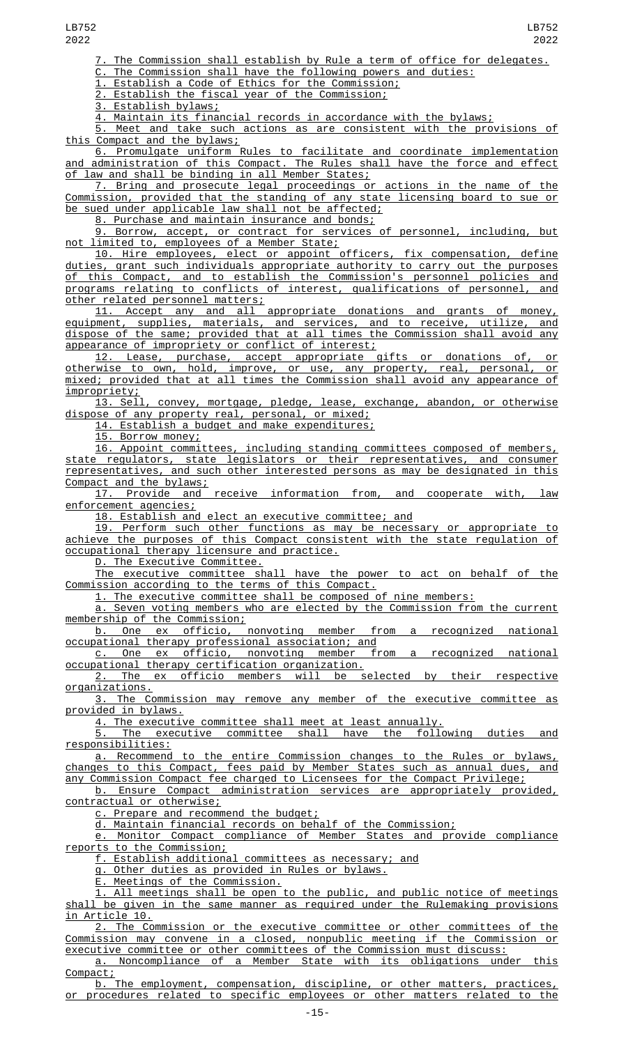7. The Commission shall establish by Rule a term of office for delegates.

C. The Commission shall have the following powers and duties:

1. Establish a Code of Ethics for the Commission;

2. Establish the fiscal year of the Commission;

3. Establish bylaws;

4. Maintain its financial records in accordance with the bylaws;

5. Meet and take such actions as are consistent with the provisions of this Compact and the bylaws;

6. Promulgate uniform Rules to facilitate and coordinate implementation and administration of this Compact. The Rules shall have the force and effect of law and shall be binding in all Member States;

7. Bring and prosecute legal proceedings or actions in the name of the Commission, provided that the standing of any state licensing board to sue or be sued under applicable law shall not be affected;

8. Purchase and maintain insurance and bonds;

9. Borrow, accept, or contract for services of personnel, including, but not limited to, employees of a Member State;

10. Hire employees, elect or appoint officers, fix compensation, define duties, grant such individuals appropriate authority to carry out the purposes of this Compact, and to establish the Commission's personnel policies and programs relating to conflicts of interest, qualifications of personnel, and other related personnel matters;

11. Accept any and all appropriate donations and grants of money, equipment, supplies, materials, and services, and to receive, utilize, and dispose of the same; provided that at all times the Commission shall avoid any appearance of impropriety or conflict of interest;

12. Lease, purchase, accept appropriate gifts or donations of, or otherwise to own, hold, improve, or use, any property, real, personal, or mixed; provided that at all times the Commission shall avoid any appearance of impropriety;

13. Sell, convey, mortgage, pledge, lease, exchange, abandon, or otherwise dispose of any property real, personal, or mixed;

14. Establish a budget and make expenditures;

15. Borrow money;

16. Appoint committees, including standing committees composed of members, state regulators, state legislators or their representatives, and consumer representatives, and such other interested persons as may be designated in this Compact and the bylaws;

17. Provide and receive information from, and cooperate with, law enforcement agencies;

18. Establish and elect an executive committee; and

19. Perform such other functions as may be necessary or appropriate to achieve the purposes of this Compact consistent with the state regulation of occupational therapy licensure and practice.

D. The Executive Committee.

The executive committee shall have the power to act on behalf of the Commission according to the terms of this Compact.

1. The executive committee shall be composed of nine members:

a. Seven voting members who are elected by the Commission from the current membership of the Commission;

b. One ex officio, nonvoting member from a recognized national occupational therapy professional association; and

c. One ex officio, nonvoting member from a recognized national occupational therapy certification organization.

2. The ex officio members will be selected by their respective organizations.

3. The Commission may remove any member of the executive committee as provided in bylaws.

4. The executive committee shall meet at least annually.

5. The executive committee shall have the following duties and responsibilities:

a. Recommend to the entire Commission changes to the Rules or bylaws, changes to this Compact, fees paid by Member States such as annual dues, and any Commission Compact fee charged to Licensees for the Compact Privilege;

b. Ensure Compact administration services are appropriately provided, contractual or otherwise;

c. Prepare and recommend the budget;

d. Maintain financial records on behalf of the Commission;

e. Monitor Compact compliance of Member States and provide compliance reports to the Commission;

f. Establish additional committees as necessary; and

g. Other duties as provided in Rules or bylaws.

E. Meetings of the Commission.

1. All meetings shall be open to the public, and public notice of meetings shall be given in the same manner as required under the Rulemaking provisions in Article 10.

2. The Commission or the executive committee or other committees of the Commission may convene in a closed, nonpublic meeting if the Commission or executive committee or other committees of the Commission must discuss:

a. Noncompliance of a Member State with its obligations under this Compact;

b. The employment, compensation, discipline, or other matters, practices, or procedures related to specific employees or other matters related to the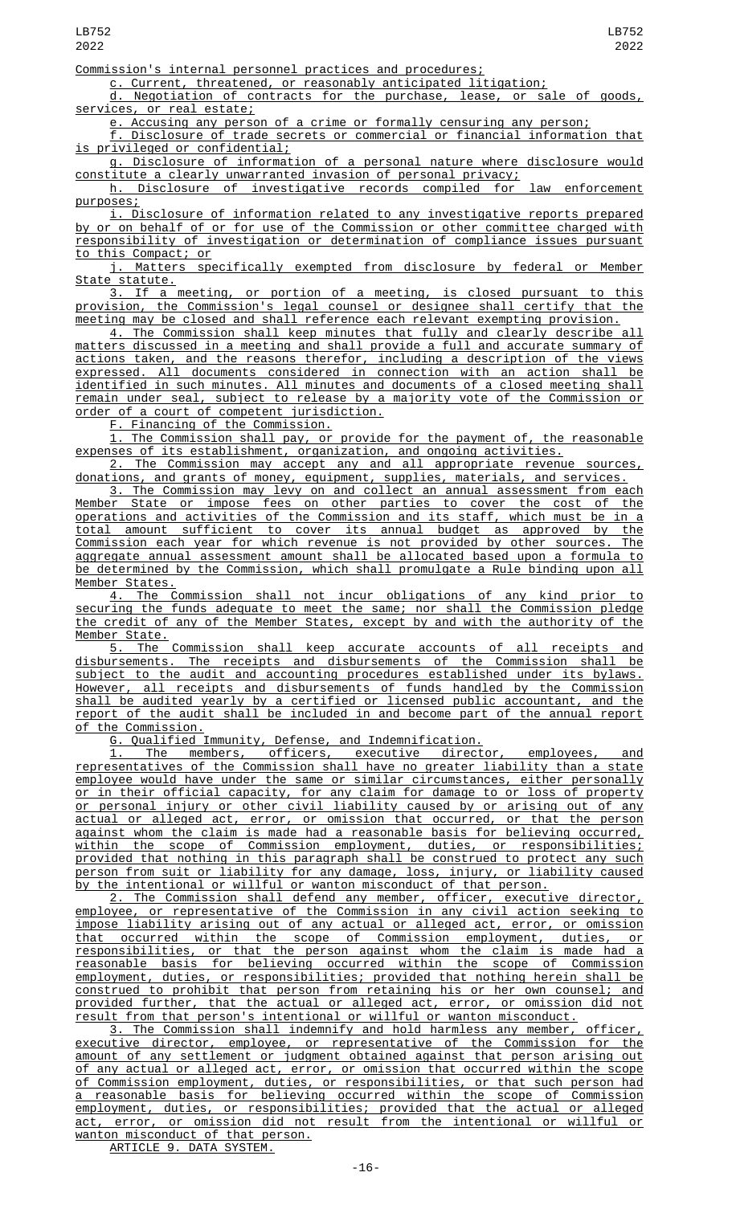Commission's internal personnel practices and procedures;

c. Current, threatened, or reasonably anticipated litigation;

d. Negotiation of contracts for the purchase, lease, or sale of goods, services, or real estate;

e. Accusing any person of a crime or formally censuring any person;

f. Disclosure of trade secrets or commercial or financial information that is privileged or confidential;

g. Disclosure of information of a personal nature where disclosure would constitute a clearly unwarranted invasion of personal privacy;

h. Disclosure of investigative records compiled for law enforcement purposes;

i. Disclosure of information related to any investigative reports prepared by or on behalf of or for use of the Commission or other committee charged with responsibility of investigation or determination of compliance issues pursuant to this Compact; or

j. Matters specifically exempted from disclosure by federal or Member State statute.

3. If a meeting, or portion of a meeting, is closed pursuant to this provision, the Commission's legal counsel or designee shall certify that the meeting may be closed and shall reference each relevant exempting provision.

4. The Commission shall keep minutes that fully and clearly describe all matters discussed in a meeting and shall provide a full and accurate summary of actions taken, and the reasons therefor, including a description of the views expressed. All documents considered in connection with an action shall be identified in such minutes. All minutes and documents of a closed meeting shall remain under seal, subject to release by a majority vote of the Commission or order of a court of competent jurisdiction.

F. Financing of the Commission.

1. The Commission shall pay, or provide for the payment of, the reasonable expenses of its establishment, organization, and ongoing activities.

2. The Commission may accept any and all appropriate revenue sources, donations, and grants of money, equipment, supplies, materials, and services.

3. The Commission may levy on and collect an annual assessment from each Member State or impose fees on other parties to cover the cost of the operations and activities of the Commission and its staff, which must be in a total amount sufficient to cover its annual budget as approved by the Commission each year for which revenue is not provided by other sources. The aggregate annual assessment amount shall be allocated based upon a formula to be determined by the Commission, which shall promulgate a Rule binding upon all Member States.

4. The Commission shall not incur obligations of any kind prior to securing the funds adequate to meet the same; nor shall the Commission pledge the credit of any of the Member States, except by and with the authority of the Member State.

5. The Commission shall keep accurate accounts of all receipts and disbursements. The receipts and disbursements of the Commission shall be subject to the audit and accounting procedures established under its bylaws. However, all receipts and disbursements of funds handled by the Commission shall be audited yearly by a certified or licensed public accountant, and the report of the audit shall be included in and become part of the annual report of the Commission.

G. Qualified Immunity, Defense, and Indemnification.

1. The members, officers, executive director, employees, and representatives of the Commission shall have no greater liability than a state employee would have under the same or similar circumstances, either personally or in their official capacity, for any claim for damage to or loss of property or personal injury or other civil liability caused by or arising out of any actual or alleged act, error, or omission that occurred, or that the person against whom the claim is made had a reasonable basis for believing occurred, within the scope of Commission employment, duties, or responsibilities; provided that nothing in this paragraph shall be construed to protect any such person from suit or liability for any damage, loss, injury, or liability caused by the intentional or willful or wanton misconduct of that person.

2. The Commission shall defend any member, officer, executive director, employee, or representative of the Commission in any civil action seeking to impose liability arising out of any actual or alleged act, error, or omission that occurred within the scope of Commission employment, duties, or responsibilities, or that the person against whom the claim is made had a reasonable basis for believing occurred within the scope of Commission employment, duties, or responsibilities; provided that nothing herein shall be construed to prohibit that person from retaining his or her own counsel; and provided further, that the actual or alleged act, error, or omission did not result from that person's intentional or willful or wanton misconduct.

3. The Commission shall indemnify and hold harmless any member, officer, executive director, employee, or representative of the Commission for the amount of any settlement or judgment obtained against that person arising out of any actual or alleged act, error, or omission that occurred within the scope of Commission employment, duties, or responsibilities, or that such person had a reasonable basis for believing occurred within the scope of Commission employment, duties, or responsibilities; provided that the actual or alleged act, error, or omission did not result from the intentional or willful or wanton misconduct of that person.

ARTICLE 9. DATA SYSTEM.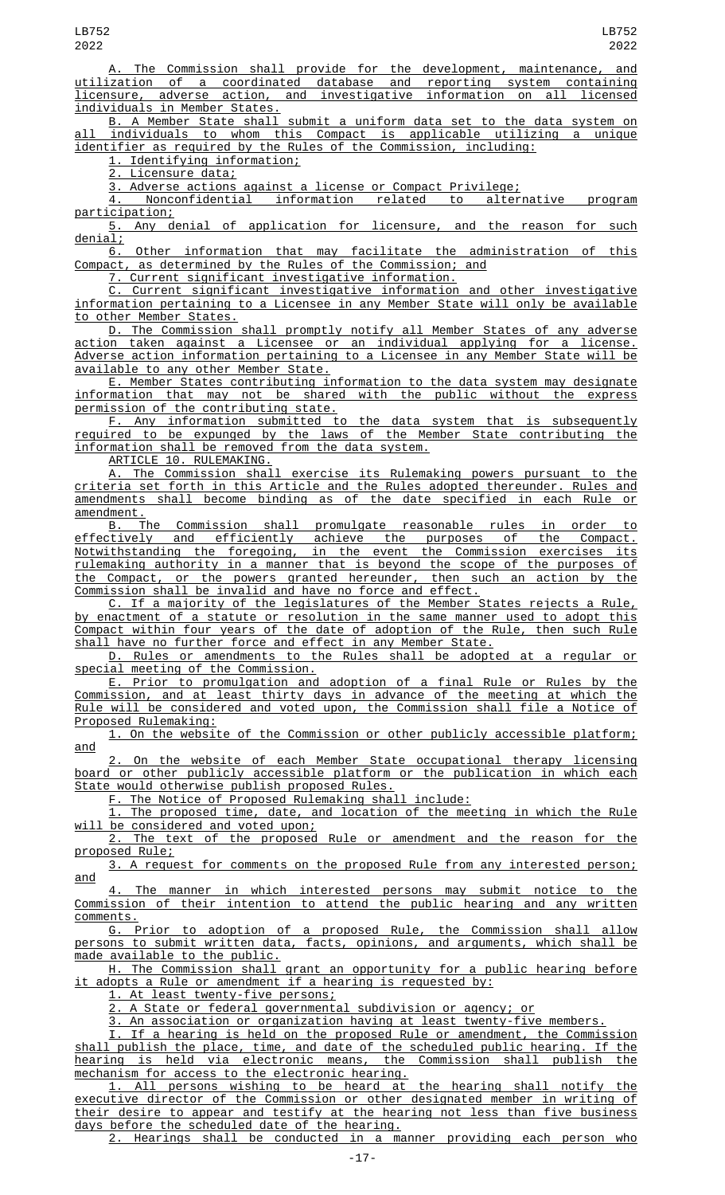A. The Commission shall provide for the development, maintenance, and utilization of a coordinated database and reporting system containing licensure, adverse action, and investigative information on all licensed individuals in Member States.

B. A Member State shall submit a uniform data set to the data system on all individuals to whom this Compact is applicable utilizing a unique identifier as required by the Rules of the Commission, including:

1. Identifying information;

2. Licensure data;

3. Adverse actions against a license or Compact Privilege;

4. Nonconfidential information related to alternative program participation;

5. Any denial of application for licensure, and the reason for such denial;

6. Other information that may facilitate the administration of this Compact, as determined by the Rules of the Commission; and

7. Current significant investigative information.

C. Current significant investigative information and other investigative information pertaining to a Licensee in any Member State will only be available to other Member States.

D. The Commission shall promptly notify all Member States of any adverse action taken against a Licensee or an individual applying for a license. Adverse action information pertaining to a Licensee in any Member State will be available to any other Member State.

E. Member States contributing information to the data system may designate information that may not be shared with the public without the express permission of the contributing state.

F. Any information submitted to the data system that is subsequently required to be expunged by the laws of the Member State contributing the information shall be removed from the data system.

ARTICLE 10. RULEMAKING.

A. The Commission shall exercise its Rulemaking powers pursuant to the criteria set forth in this Article and the Rules adopted thereunder. Rules and amendments shall become binding as of the date specified in each Rule or amendment.

B. The Commission shall promulgate reasonable rules in order to effectively and efficiently achieve the purposes of the Compact. Notwithstanding the foregoing, in the event the Commission exercises its rulemaking authority in a manner that is beyond the scope of the purposes of the Compact, or the powers granted hereunder, then such an action by the Commission shall be invalid and have no force and effect.

C. If a majority of the legislatures of the Member States rejects a Rule, by enactment of a statute or resolution in the same manner used to adopt this Compact within four years of the date of adoption of the Rule, then such Rule shall have no further force and effect in any Member State.

D. Rules or amendments to the Rules shall be adopted at a regular or special meeting of the Commission.

E. Prior to promulgation and adoption of a final Rule or Rules by the Commission, and at least thirty days in advance of the meeting at which the Rule will be considered and voted upon, the Commission shall file a Notice of Proposed Rulemaking:

1. On the website of the Commission or other publicly accessible platform; and

2. On the website of each Member State occupational therapy licensing board or other publicly accessible platform or the publication in which each State would otherwise publish proposed Rules.

F. The Notice of Proposed Rulemaking shall include:

1. The proposed time, date, and location of the meeting in which the Rule will be considered and voted upon;

2. The text of the proposed Rule or amendment and the reason for the proposed Rule;

3. A request for comments on the proposed Rule from any interested person; and

4. The manner in which interested persons may submit notice to the Commission of their intention to attend the public hearing and any written comments.

G. Prior to adoption of a proposed Rule, the Commission shall allow persons to submit written data, facts, opinions, and arguments, which shall be made available to the public.

H. The Commission shall grant an opportunity for a public hearing before it adopts a Rule or amendment if a hearing is requested by:

1. At least twenty-five persons;

2. A State or federal governmental subdivision or agency; or

3. An association or organization having at least twenty-five members.

I. If a hearing is held on the proposed Rule or amendment, the Commission shall publish the place, time, and date of the scheduled public hearing. If the hearing is held via electronic means, the Commission shall publish the mechanism for access to the electronic hearing.

1. All persons wishing to be heard at the hearing shall notify the executive director of the Commission or other designated member in writing of their desire to appear and testify at the hearing not less than five business days before the scheduled date of the hearing.

2. Hearings shall be conducted in a manner providing each person who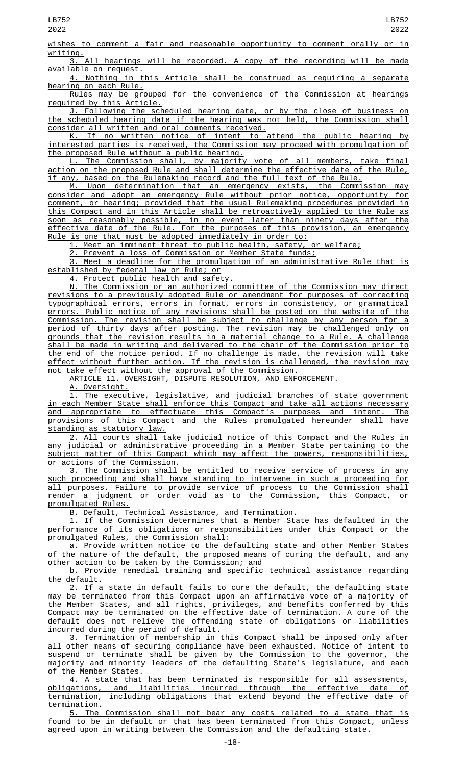wishes to comment a fair and reasonable opportunity to comment orally or in writing.

3. All hearings will be recorded. A copy of the recording will be made available on request.

4. Nothing in this Article shall be construed as requiring a separate hearing on each Rule.

Rules may be grouped for the convenience of the Commission at hearings required by this Article.

J. Following the scheduled hearing date, or by the close of business on the scheduled hearing date if the hearing was not held, the Commission shall consider all written and oral comments received.

K. If no written notice of intent to attend the public hearing by interested parties is received, the Commission may proceed with promulgation of the proposed Rule without a public hearing.

L. The Commission shall, by majority vote of all members, take final action on the proposed Rule and shall determine the effective date of the Rule, if any, based on the Rulemaking record and the full text of the Rule.

M. Upon determination that an emergency exists, the Commission may consider and adopt an emergency Rule without prior notice, opportunity for comment, or hearing; provided that the usual Rulemaking procedures provided in this Compact and in this Article shall be retroactively applied to the Rule as soon as reasonably possible, in no event later than ninety days after the effective date of the Rule. For the purposes of this provision, an emergency Rule is one that must be adopted immediately in order to:

1. Meet an imminent threat to public health, safety, or welfare;

2. Prevent a loss of Commission or Member State funds;

3. Meet a deadline for the promulgation of an administrative Rule that is established by federal law or Rule; or

4. Protect public health and safety.

N. The Commission or an authorized committee of the Commission may direct revisions to a previously adopted Rule or amendment for purposes of correcting typographical errors, errors in format, errors in consistency, or grammatical errors. Public notice of any revisions shall be posted on the website of the Commission. The revision shall be subject to challenge by any person for a period of thirty days after posting. The revision may be challenged only on grounds that the revision results in a material change to a Rule. A challenge shall be made in writing and delivered to the chair of the Commission prior to the end of the notice period. If no challenge is made, the revision will take effect without further action. If the revision is challenged, the revision may not take effect without the approval of the Commission.

ARTICLE 11. OVERSIGHT, DISPUTE RESOLUTION, AND ENFORCEMENT.

A. Oversight.

1. The executive, legislative, and judicial branches of state government in each Member State shall enforce this Compact and take all actions necessary and appropriate to effectuate this Compact's purposes and intent. The provisions of this Compact and the Rules promulgated hereunder shall have standing as statutory law.

2. All courts shall take judicial notice of this Compact and the Rules in any judicial or administrative proceeding in a Member State pertaining to the subject matter of this Compact which may affect the powers, responsibilities, or actions of the Commission.

3. The Commission shall be entitled to receive service of process in any such proceeding and shall have standing to intervene in such a proceeding for all purposes. Failure to provide service of process to the Commission shall render a judgment or order void as to the Commission, this Compact, or promulgated Rules.

B. Default, Technical Assistance, and Termination.

1. If the Commission determines that a Member State has defaulted in the performance of its obligations or responsibilities under this Compact or the promulgated Rules, the Commission shall:

a. Provide written notice to the defaulting state and other Member States of the nature of the default, the proposed means of curing the default, and any other action to be taken by the Commission; and

b. Provide remedial training and specific technical assistance regarding the default.

2. If a state in default fails to cure the default, the defaulting state may be terminated from this Compact upon an affirmative vote of a majority of the Member States, and all rights, privileges, and benefits conferred by this Compact may be terminated on the effective date of termination. A cure of the default does not relieve the offending state of obligations or liabilities incurred during the period of default.

3. Termination of membership in this Compact shall be imposed only after all other means of securing compliance have been exhausted. Notice of intent to suspend or terminate shall be given by the Commission to the governor, the majority and minority leaders of the defaulting State's legislature, and each of the Member States.

4. A state that has been terminated is responsible for all assessments, obligations, and liabilities incurred through the effective date of termination, including obligations that extend beyond the effective date of termination.

5. The Commission shall not bear any costs related to a state that is found to be in default or that has been terminated from this Compact, unless agreed upon in writing between the Commission and the defaulting state.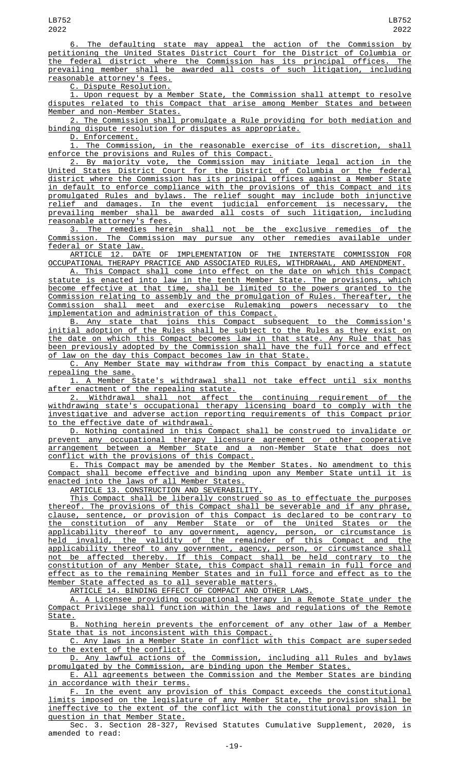6. The defaulting state may appeal the action of the Commission by petitioning the United States District Court for the District of Columbia or the federal district where the Commission has its principal offices. The prevailing member shall be awarded all costs of such litigation, including reasonable attorney's fees.

C. Dispute Resolution.

1. Upon request by a Member State, the Commission shall attempt to resolve disputes related to this Compact that arise among Member States and between Member and non-Member States.

2. The Commission shall promulgate a Rule providing for both mediation and binding dispute resolution for disputes as appropriate.

D. Enforcement.

1. The Commission, in the reasonable exercise of its discretion, shall enforce the provisions and Rules of this Compact.

2. By majority vote, the Commission may initiate legal action in the United States District Court for the District of Columbia or the federal district where the Commission has its principal offices against a Member State in default to enforce compliance with the provisions of this Compact and its promulgated Rules and bylaws. The relief sought may include both injunctive relief and damages. In the event judicial enforcement is necessary, the prevailing member shall be awarded all costs of such litigation, including reasonable attorney's fees.

3. The remedies herein shall not be the exclusive remedies of the Commission. The Commission may pursue any other remedies available under federal or State law.

ARTICLE 12. DATE OF IMPLEMENTATION OF THE INTERSTATE COMMISSION FOR OCCUPATIONAL THERAPY PRACTICE AND ASSOCIATED RULES, WITHDRAWAL, AND AMENDMENT.

A. This Compact shall come into effect on the date on which this Compact statute is enacted into law in the tenth Member State. The provisions, which become effective at that time, shall be limited to the powers granted to the Commission relating to assembly and the promulgation of Rules. Thereafter, the Commission shall meet and exercise Rulemaking powers necessary to the implementation and administration of this Compact.

B. Any state that joins this Compact subsequent to the Commission's initial adoption of the Rules shall be subject to the Rules as they exist on the date on which this Compact becomes law in that state. Any Rule that has been previously adopted by the Commission shall have the full force and effect of law on the day this Compact becomes law in that State.

C. Any Member State may withdraw from this Compact by enacting a statute repealing the same.

1. A Member State's withdrawal shall not take effect until six months after enactment of the repealing statute.

2. Withdrawal shall not affect the continuing requirement of the withdrawing state's occupational therapy licensing board to comply with the investigative and adverse action reporting requirements of this Compact prior to the effective date of withdrawal.

D. Nothing contained in this Compact shall be construed to invalidate or prevent any occupational therapy licensure agreement or other cooperative arrangement between a Member State and a non-Member State that does not conflict with the provisions of this Compact.

E. This Compact may be amended by the Member States. No amendment to this Compact shall become effective and binding upon any Member State until it is enacted into the laws of all Member States.

ARTICLE 13. CONSTRUCTION AND SEVERABILITY.

This Compact shall be liberally construed so as to effectuate the purposes thereof. The provisions of this Compact shall be severable and if any phrase, clause, sentence, or provision of this Compact is declared to be contrary to the constitution of any Member State or of the United States or the applicability thereof to any government, agency, person, or circumstance is held invalid, the validity of the remainder of this Compact and the applicability thereof to any government, agency, person, or circumstance shall not be affected thereby. If this Compact shall be held contrary to the constitution of any Member State, this Compact shall remain in full force and effect as to the remaining Member States and in full force and effect as to the Member State affected as to all severable matters.

ARTICLE 14. BINDING EFFECT OF COMPACT AND OTHER LAWS.

A. A Licensee providing occupational therapy in a Remote State under the Compact Privilege shall function within the laws and regulations of the Remote State.

B. Nothing herein prevents the enforcement of any other law of a Member State that is not inconsistent with this Compact.

C. Any laws in a Member State in conflict with this Compact are superseded to the extent of the conflict.

D. Any lawful actions of the Commission, including all Rules and bylaws promulgated by the Commission, are binding upon the Member States.

E. All agreements between the Commission and the Member States are binding in accordance with their terms.

F. In the event any provision of this Compact exceeds the constitutional limits imposed on the legislature of any Member State, the provision shall be ineffective to the extent of the conflict with the constitutional provision in question in that Member State.

Sec. 3. Section 28-327, Revised Statutes Cumulative Supplement, 2020, is amended to read: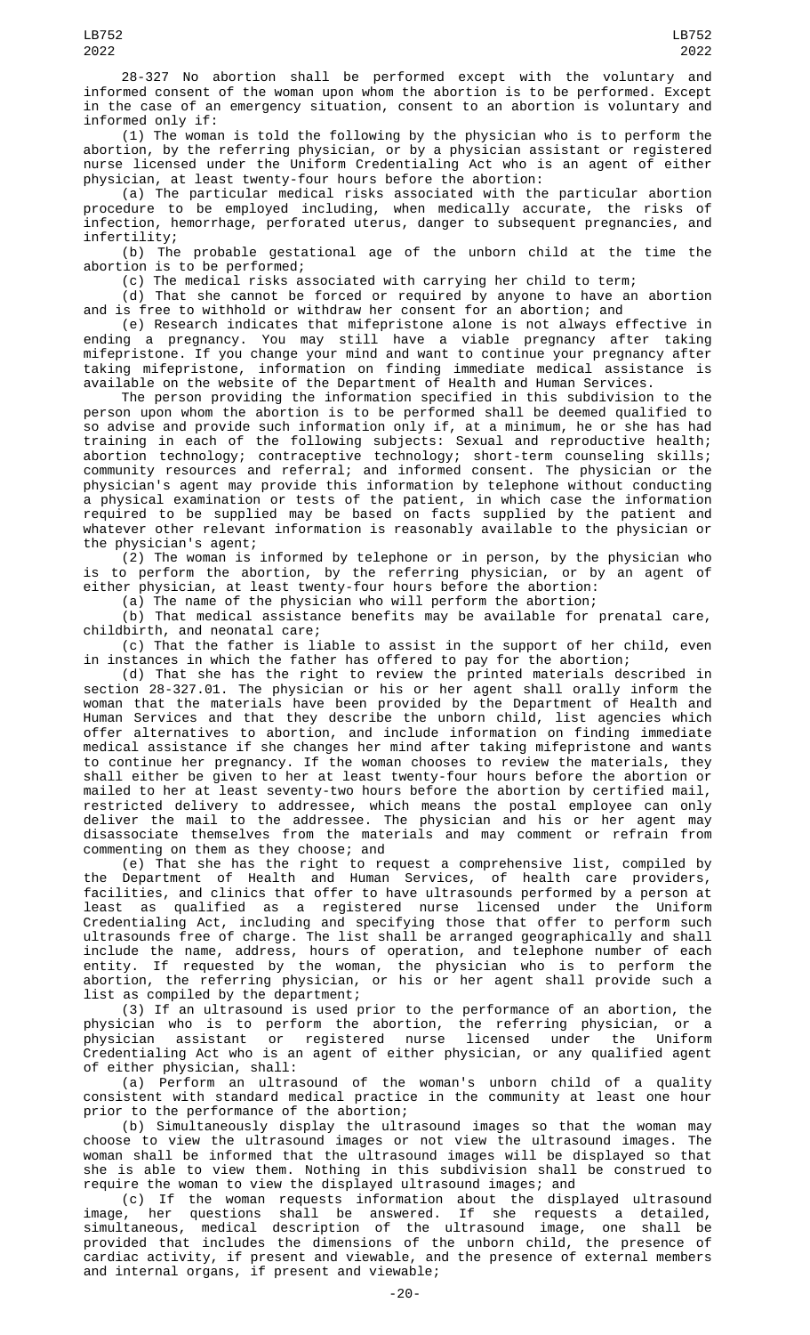28-327 No abortion shall be performed except with the voluntary and informed consent of the woman upon whom the abortion is to be performed. Except in the case of an emergency situation, consent to an abortion is voluntary and informed only if:

(1) The woman is told the following by the physician who is to perform the abortion, by the referring physician, or by a physician assistant or registered nurse licensed under the Uniform Credentialing Act who is an agent of either physician, at least twenty-four hours before the abortion:

(a) The particular medical risks associated with the particular abortion procedure to be employed including, when medically accurate, the risks of infection, hemorrhage, perforated uterus, danger to subsequent pregnancies, and infertility;

(b) The probable gestational age of the unborn child at the time the abortion is to be performed;

(c) The medical risks associated with carrying her child to term;

(d) That she cannot be forced or required by anyone to have an abortion and is free to withhold or withdraw her consent for an abortion; and

(e) Research indicates that mifepristone alone is not always effective in ending a pregnancy. You may still have a viable pregnancy after taking mifepristone. If you change your mind and want to continue your pregnancy after taking mifepristone, information on finding immediate medical assistance is available on the website of the Department of Health and Human Services.

The person providing the information specified in this subdivision to the person upon whom the abortion is to be performed shall be deemed qualified to so advise and provide such information only if, at a minimum, he or she has had training in each of the following subjects: Sexual and reproductive health; abortion technology; contraceptive technology; short-term counseling skills; community resources and referral; and informed consent. The physician or the physician's agent may provide this information by telephone without conducting a physical examination or tests of the patient, in which case the information required to be supplied may be based on facts supplied by the patient and whatever other relevant information is reasonably available to the physician or the physician's agent;

(2) The woman is informed by telephone or in person, by the physician who is to perform the abortion, by the referring physician, or by an agent of either physician, at least twenty-four hours before the abortion:

(a) The name of the physician who will perform the abortion;

(b) That medical assistance benefits may be available for prenatal care, childbirth, and neonatal care;

(c) That the father is liable to assist in the support of her child, even in instances in which the father has offered to pay for the abortion;

(d) That she has the right to review the printed materials described in section 28-327.01. The physician or his or her agent shall orally inform the woman that the materials have been provided by the Department of Health and Human Services and that they describe the unborn child, list agencies which offer alternatives to abortion, and include information on finding immediate medical assistance if she changes her mind after taking mifepristone and wants to continue her pregnancy. If the woman chooses to review the materials, they shall either be given to her at least twenty-four hours before the abortion or mailed to her at least seventy-two hours before the abortion by certified mail, restricted delivery to addressee, which means the postal employee can only deliver the mail to the addressee. The physician and his or her agent may disassociate themselves from the materials and may comment or refrain from commenting on them as they choose; and

(e) That she has the right to request a comprehensive list, compiled by the Department of Health and Human Services, of health care providers, facilities, and clinics that offer to have ultrasounds performed by a person at least as qualified as a registered nurse licensed under the Uniform Credentialing Act, including and specifying those that offer to perform such ultrasounds free of charge. The list shall be arranged geographically and shall include the name, address, hours of operation, and telephone number of each entity. If requested by the woman, the physician who is to perform the abortion, the referring physician, or his or her agent shall provide such a list as compiled by the department;

(3) If an ultrasound is used prior to the performance of an abortion, the physician who is to perform the abortion, the referring physician, or a physician assistant or registered nurse licensed under the Uniform Credentialing Act who is an agent of either physician, or any qualified agent of either physician, shall:

(a) Perform an ultrasound of the woman's unborn child of a quality consistent with standard medical practice in the community at least one hour prior to the performance of the abortion;

(b) Simultaneously display the ultrasound images so that the woman may choose to view the ultrasound images or not view the ultrasound images. The woman shall be informed that the ultrasound images will be displayed so that she is able to view them. Nothing in this subdivision shall be construed to require the woman to view the displayed ultrasound images; and

(c) If the woman requests information about the displayed ultrasound image, her questions shall be answered. If she requests a detailed, simultaneous, medical description of the ultrasound image, one shall be provided that includes the dimensions of the unborn child, the presence of cardiac activity, if present and viewable, and the presence of external members and internal organs, if present and viewable;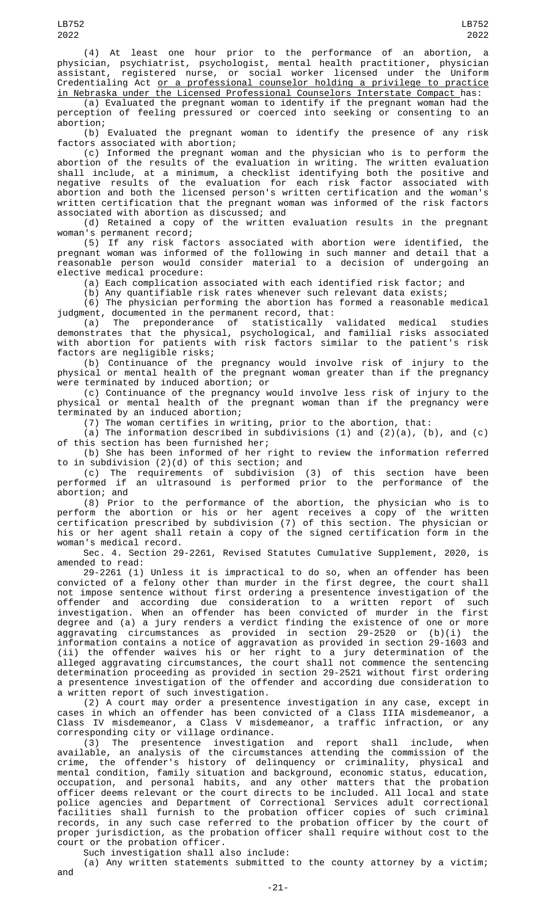(4) At least one hour prior to the performance of an abortion, a physician, psychiatrist, psychologist, mental health practitioner, physician assistant, registered nurse, or social worker licensed under the Uniform Credentialing Act or a professional counselor holding a privilege to practice in Nebraska under the Licensed Professional Counselors Interstate Compact has:

(a) Evaluated the pregnant woman to identify if the pregnant woman had the perception of feeling pressured or coerced into seeking or consenting to an abortion;

(b) Evaluated the pregnant woman to identify the presence of any risk factors associated with abortion;

(c) Informed the pregnant woman and the physician who is to perform the abortion of the results of the evaluation in writing. The written evaluation shall include, at a minimum, a checklist identifying both the positive and negative results of the evaluation for each risk factor associated with abortion and both the licensed person's written certification and the woman's written certification that the pregnant woman was informed of the risk factors associated with abortion as discussed; and

(d) Retained a copy of the written evaluation results in the pregnant woman's permanent record;

(5) If any risk factors associated with abortion were identified, the pregnant woman was informed of the following in such manner and detail that a reasonable person would consider material to a decision of undergoing an elective medical procedure:

(a) Each complication associated with each identified risk factor; and

(b) Any quantifiable risk rates whenever such relevant data exists;

(6) The physician performing the abortion has formed a reasonable medical judgment, documented in the permanent record, that:

(a) The preponderance of statistically validated medical studies demonstrates that the physical, psychological, and familial risks associated with abortion for patients with risk factors similar to the patient's risk factors are negligible risks;

(b) Continuance of the pregnancy would involve risk of injury to the physical or mental health of the pregnant woman greater than if the pregnancy were terminated by induced abortion; or

(c) Continuance of the pregnancy would involve less risk of injury to the physical or mental health of the pregnant woman than if the pregnancy were terminated by an induced abortion;

(7) The woman certifies in writing, prior to the abortion, that:

(a) The information described in subdivisions (1) and (2)(a), (b), and (c) of this section has been furnished her;

(b) She has been informed of her right to review the information referred to in subdivision (2)(d) of this section; and

(c) The requirements of subdivision (3) of this section have been performed if an ultrasound is performed prior to the performance of the abortion; and

(8) Prior to the performance of the abortion, the physician who is to perform the abortion or his or her agent receives a copy of the written certification prescribed by subdivision (7) of this section. The physician or his or her agent shall retain a copy of the signed certification form in the woman's medical record.

Sec. 4. Section 29-2261, Revised Statutes Cumulative Supplement, 2020, is amended to read:

29-2261 (1) Unless it is impractical to do so, when an offender has been convicted of a felony other than murder in the first degree, the court shall not impose sentence without first ordering a presentence investigation of the offender and according due consideration to a written report of such investigation. When an offender has been convicted of murder in the first degree and (a) a jury renders a verdict finding the existence of one or more aggravating circumstances as provided in section 29-2520 or (b)(i) the information contains a notice of aggravation as provided in section 29-1603 and (ii) the offender waives his or her right to a jury determination of the alleged aggravating circumstances, the court shall not commence the sentencing determination proceeding as provided in section 29-2521 without first ordering a presentence investigation of the offender and according due consideration to a written report of such investigation.

(2) A court may order a presentence investigation in any case, except in cases in which an offender has been convicted of a Class IIIA misdemeanor, a Class IV misdemeanor, a Class V misdemeanor, a traffic infraction, or any corresponding city or village ordinance.

(3) The presentence investigation and report shall include, when available, an analysis of the circumstances attending the commission of the crime, the offender's history of delinquency or criminality, physical and mental condition, family situation and background, economic status, education, occupation, and personal habits, and any other matters that the probation officer deems relevant or the court directs to be included. All local and state police agencies and Department of Correctional Services adult correctional facilities shall furnish to the probation officer copies of such criminal records, in any such case referred to the probation officer by the court of proper jurisdiction, as the probation officer shall require without cost to the court or the probation officer.

Such investigation shall also include:

(a) Any written statements submitted to the county attorney by a victim; and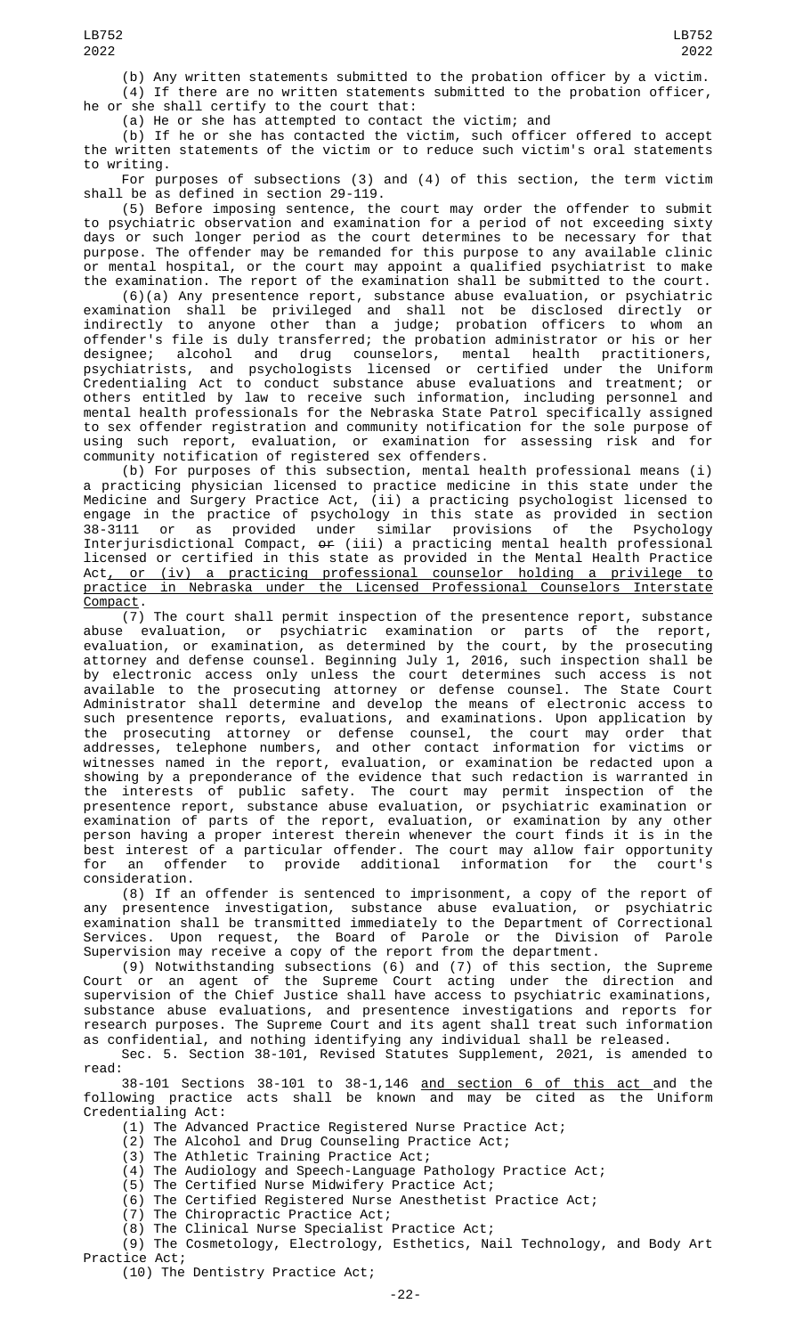(b) Any written statements submitted to the probation officer by a victim.

(4) If there are no written statements submitted to the probation officer, he or she shall certify to the court that:

(a) He or she has attempted to contact the victim; and

(b) If he or she has contacted the victim, such officer offered to accept the written statements of the victim or to reduce such victim's oral statements to writing.

For purposes of subsections (3) and (4) of this section, the term victim shall be as defined in section 29-119.

(5) Before imposing sentence, the court may order the offender to submit to psychiatric observation and examination for a period of not exceeding sixty days or such longer period as the court determines to be necessary for that purpose. The offender may be remanded for this purpose to any available clinic or mental hospital, or the court may appoint a qualified psychiatrist to make the examination. The report of the examination shall be submitted to the court.

(6)(a) Any presentence report, substance abuse evaluation, or psychiatric examination shall be privileged and shall not be disclosed directly or indirectly to anyone other than a judge; probation officers to whom an offender's file is duly transferred; the probation administrator or his or her designee; alcohol and drug counselors, mental health practitioners, psychiatrists, and psychologists licensed or certified under the Uniform Credentialing Act to conduct substance abuse evaluations and treatment; or others entitled by law to receive such information, including personnel and mental health professionals for the Nebraska State Patrol specifically assigned to sex offender registration and community notification for the sole purpose of using such report, evaluation, or examination for assessing risk and for community notification of registered sex offenders.

(b) For purposes of this subsection, mental health professional means (i) a practicing physician licensed to practice medicine in this state under the Medicine and Surgery Practice Act, (ii) a practicing psychologist licensed to engage in the practice of psychology in this state as provided in section 38-3111 or as provided under similar provisions of the Psychology Interjurisdictional Compact, ~~or~~ (iii) a practicing mental health professional licensed or certified in this state as provided in the Mental Health Practice Act, or (iv) a practicing professional counselor holding a privilege to practice in Nebraska under the Licensed Professional Counselors Interstate Compact.

(7) The court shall permit inspection of the presentence report, substance abuse evaluation, or psychiatric examination or parts of the report, evaluation, or examination, as determined by the court, by the prosecuting attorney and defense counsel. Beginning July 1, 2016, such inspection shall be by electronic access only unless the court determines such access is not available to the prosecuting attorney or defense counsel. The State Court Administrator shall determine and develop the means of electronic access to such presentence reports, evaluations, and examinations. Upon application by the prosecuting attorney or defense counsel, the court may order that addresses, telephone numbers, and other contact information for victims or witnesses named in the report, evaluation, or examination be redacted upon a showing by a preponderance of the evidence that such redaction is warranted in the interests of public safety. The court may permit inspection of the presentence report, substance abuse evaluation, or psychiatric examination or examination of parts of the report, evaluation, or examination by any other person having a proper interest therein whenever the court finds it is in the best interest of a particular offender. The court may allow fair opportunity for an offender to provide additional information for the court's consideration.

(8) If an offender is sentenced to imprisonment, a copy of the report of any presentence investigation, substance abuse evaluation, or psychiatric examination shall be transmitted immediately to the Department of Correctional Services. Upon request, the Board of Parole or the Division of Parole Supervision may receive a copy of the report from the department.

(9) Notwithstanding subsections (6) and (7) of this section, the Supreme Court or an agent of the Supreme Court acting under the direction and supervision of the Chief Justice shall have access to psychiatric examinations, substance abuse evaluations, and presentence investigations and reports for research purposes. The Supreme Court and its agent shall treat such information as confidential, and nothing identifying any individual shall be released.

Sec. 5. Section 38-101, Revised Statutes Supplement, 2021, is amended to read:

38-101 Sections 38-101 to 38-1,146 and section 6 of this act and the following practice acts shall be known and may be cited as the Uniform Credentialing Act:

(1) The Advanced Practice Registered Nurse Practice Act;

(2) The Alcohol and Drug Counseling Practice Act;

(3) The Athletic Training Practice Act;

(4) The Audiology and Speech-Language Pathology Practice Act;

(5) The Certified Nurse Midwifery Practice Act;

(6) The Certified Registered Nurse Anesthetist Practice Act;

(7) The Chiropractic Practice Act;

(8) The Clinical Nurse Specialist Practice Act;

(9) The Cosmetology, Electrology, Esthetics, Nail Technology, and Body Art Practice Act;

(10) The Dentistry Practice Act;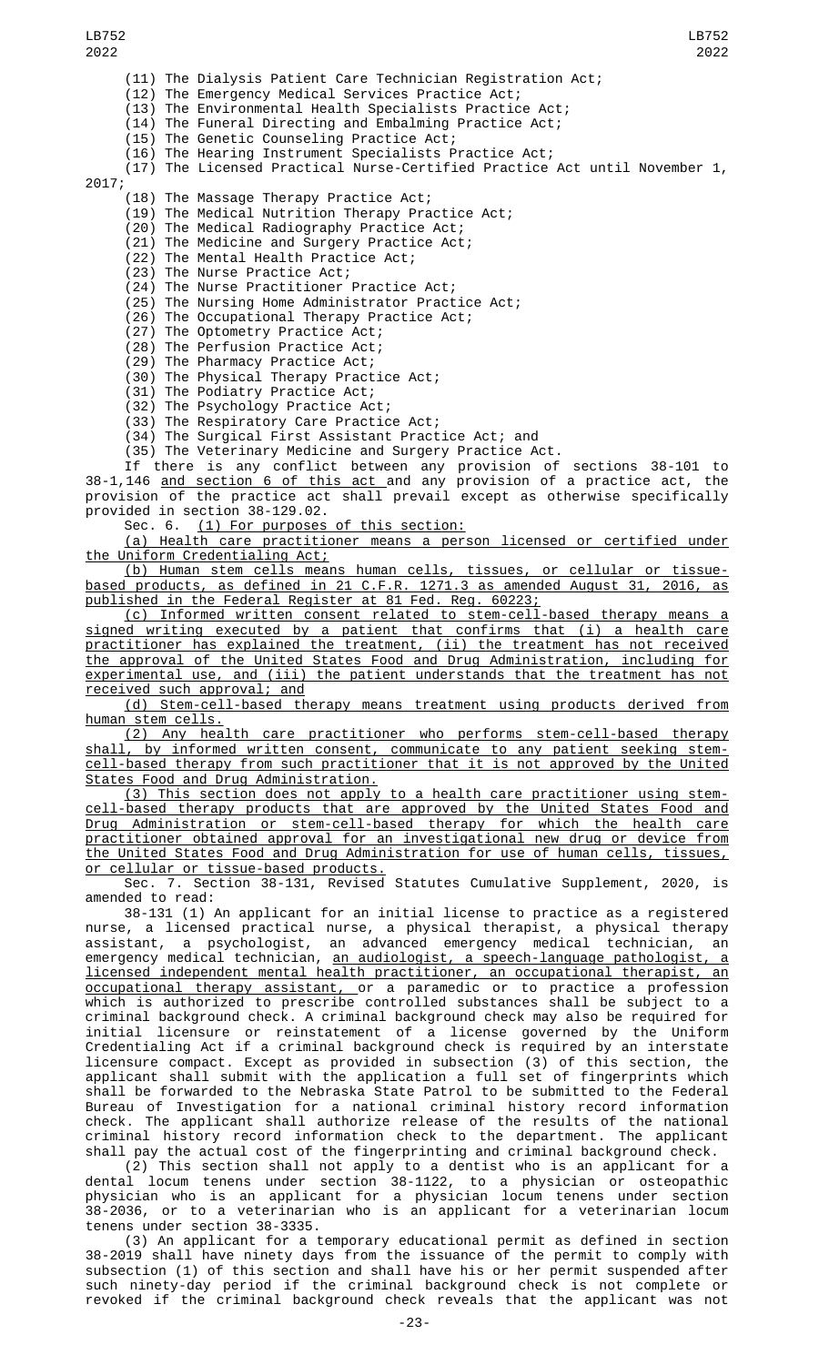(11) The Dialysis Patient Care Technician Registration Act;

(12) The Emergency Medical Services Practice Act;

(13) The Environmental Health Specialists Practice Act;

(14) The Funeral Directing and Embalming Practice Act;

(15) The Genetic Counseling Practice Act;

(16) The Hearing Instrument Specialists Practice Act;

(17) The Licensed Practical Nurse-Certified Practice Act until November 1, 2017;

(18) The Massage Therapy Practice Act;

(19) The Medical Nutrition Therapy Practice Act;

(20) The Medical Radiography Practice Act;

(21) The Medicine and Surgery Practice Act;

(22) The Mental Health Practice Act;

(23) The Nurse Practice Act;

(24) The Nurse Practitioner Practice Act;

(25) The Nursing Home Administrator Practice Act;

(26) The Occupational Therapy Practice Act;

(27) The Optometry Practice Act;

(28) The Perfusion Practice Act;

(29) The Pharmacy Practice Act;

(30) The Physical Therapy Practice Act;

(31) The Podiatry Practice Act;

(32) The Psychology Practice Act;

(33) The Respiratory Care Practice Act;

(34) The Surgical First Assistant Practice Act; and

(35) The Veterinary Medicine and Surgery Practice Act.

If there is any conflict between any provision of sections 38-101 to 38-1,146 and section 6 of this act and any provision of a practice act, the provision of the practice act shall prevail except as otherwise specifically provided in section 38-129.02.

Sec. 6. (1) For purposes of this section:

(a) Health care practitioner means a person licensed or certified under the Uniform Credentialing Act;

(b) Human stem cells means human cells, tissues, or cellular or tissue-based products, as defined in 21 C.F.R. 1271.3 as amended August 31, 2016, as published in the Federal Register at 81 Fed. Reg. 60223;

(c) Informed written consent related to stem-cell-based therapy means a signed writing executed by a patient that confirms that (i) a health care practitioner has explained the treatment, (ii) the treatment has not received the approval of the United States Food and Drug Administration, including for experimental use, and (iii) the patient understands that the treatment has not received such approval; and

(d) Stem-cell-based therapy means treatment using products derived from human stem cells.

(2) Any health care practitioner who performs stem-cell-based therapy shall, by informed written consent, communicate to any patient seeking stem-cell-based therapy from such practitioner that it is not approved by the United States Food and Drug Administration.

(3) This section does not apply to a health care practitioner using stem-cell-based therapy products that are approved by the United States Food and Drug Administration or stem-cell-based therapy for which the health care practitioner obtained approval for an investigational new drug or device from the United States Food and Drug Administration for use of human cells, tissues, or cellular or tissue-based products.

Sec. 7. Section 38-131, Revised Statutes Cumulative Supplement, 2020, is amended to read:

38-131 (1) An applicant for an initial license to practice as a registered nurse, a licensed practical nurse, a physical therapist, a physical therapy assistant, a psychologist, an advanced emergency medical technician, an emergency medical technician, an audiologist, a speech-language pathologist, a licensed independent mental health practitioner, an occupational therapist, an occupational therapy assistant, or a paramedic or to practice a profession which is authorized to prescribe controlled substances shall be subject to a criminal background check. A criminal background check may also be required for initial licensure or reinstatement of a license governed by the Uniform Credentialing Act if a criminal background check is required by an interstate licensure compact. Except as provided in subsection (3) of this section, the applicant shall submit with the application a full set of fingerprints which shall be forwarded to the Nebraska State Patrol to be submitted to the Federal Bureau of Investigation for a national criminal history record information check. The applicant shall authorize release of the results of the national criminal history record information check to the department. The applicant shall pay the actual cost of the fingerprinting and criminal background check.

(2) This section shall not apply to a dentist who is an applicant for a dental locum tenens under section 38-1122, to a physician or osteopathic physician who is an applicant for a physician locum tenens under section 38-2036, or to a veterinarian who is an applicant for a veterinarian locum tenens under section 38-3335.

(3) An applicant for a temporary educational permit as defined in section 38-2019 shall have ninety days from the issuance of the permit to comply with subsection (1) of this section and shall have his or her permit suspended after such ninety-day period if the criminal background check is not complete or revoked if the criminal background check reveals that the applicant was not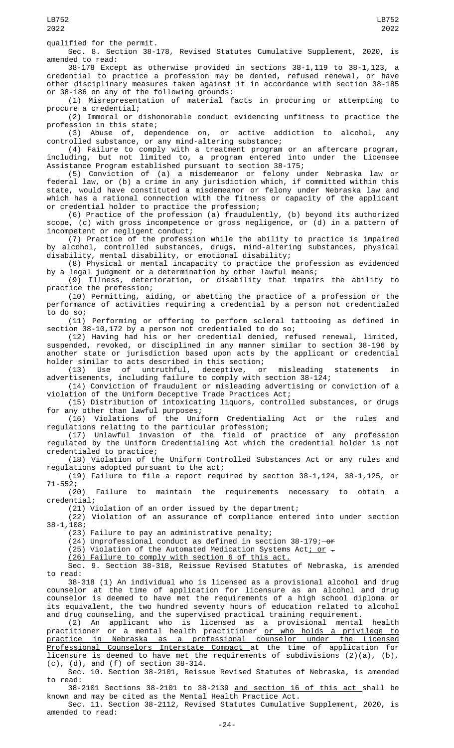qualified for the permit.

Sec. 8. Section 38-178, Revised Statutes Cumulative Supplement, 2020, is amended to read:

38-178 Except as otherwise provided in sections 38-1,119 to 38-1,123, a credential to practice a profession may be denied, refused renewal, or have other disciplinary measures taken against it in accordance with section 38-185 or 38-186 on any of the following grounds:

(1) Misrepresentation of material facts in procuring or attempting to procure a credential;

(2) Immoral or dishonorable conduct evidencing unfitness to practice the profession in this state;

(3) Abuse of, dependence on, or active addiction to alcohol, any controlled substance, or any mind-altering substance;

(4) Failure to comply with a treatment program or an aftercare program, including, but not limited to, a program entered into under the Licensee Assistance Program established pursuant to section 38-175;

(5) Conviction of (a) a misdemeanor or felony under Nebraska law or federal law, or (b) a crime in any jurisdiction which, if committed within this state, would have constituted a misdemeanor or felony under Nebraska law and which has a rational connection with the fitness or capacity of the applicant or credential holder to practice the profession;

(6) Practice of the profession (a) fraudulently, (b) beyond its authorized scope, (c) with gross incompetence or gross negligence, or (d) in a pattern of incompetent or negligent conduct;

(7) Practice of the profession while the ability to practice is impaired by alcohol, controlled substances, drugs, mind-altering substances, physical disability, mental disability, or emotional disability;

(8) Physical or mental incapacity to practice the profession as evidenced by a legal judgment or a determination by other lawful means;

(9) Illness, deterioration, or disability that impairs the ability to practice the profession;

(10) Permitting, aiding, or abetting the practice of a profession or the performance of activities requiring a credential by a person not credentialed to do so;

(11) Performing or offering to perform scleral tattooing as defined in section 38-10,172 by a person not credentialed to do so;

(12) Having had his or her credential denied, refused renewal, limited, suspended, revoked, or disciplined in any manner similar to section 38-196 by another state or jurisdiction based upon acts by the applicant or credential holder similar to acts described in this section;

(13) Use of untruthful, deceptive, or misleading statements in advertisements, including failure to comply with section 38-124;

(14) Conviction of fraudulent or misleading advertising or conviction of a violation of the Uniform Deceptive Trade Practices Act;

(15) Distribution of intoxicating liquors, controlled substances, or drugs for any other than lawful purposes;

(16) Violations of the Uniform Credentialing Act or the rules and regulations relating to the particular profession;

(17) Unlawful invasion of the field of practice of any profession regulated by the Uniform Credentialing Act which the credential holder is not credentialed to practice;

(18) Violation of the Uniform Controlled Substances Act or any rules and regulations adopted pursuant to the act;

(19) Failure to file a report required by section 38-1,124, 38-1,125, or 71-552;

(20) Failure to maintain the requirements necessary to obtain a credential;

(21) Violation of an order issued by the department;

(22) Violation of an assurance of compliance entered into under section 38-1,108;

(23) Failure to pay an administrative penalty;

(24) Unprofessional conduct as defined in section 38-179; ~~or~~

(25) Violation of the Automated Medication Systems Act; or ~~.~~

(26) Failure to comply with section 6 of this act.

Sec. 9. Section 38-318, Reissue Revised Statutes of Nebraska, is amended to read:

38-318 (1) An individual who is licensed as a provisional alcohol and drug counselor at the time of application for licensure as an alcohol and drug counselor is deemed to have met the requirements of a high school diploma or its equivalent, the two hundred seventy hours of education related to alcohol and drug counseling, and the supervised practical training requirement.

(2) An applicant who is licensed as a provisional mental health practitioner or a mental health practitioner or who holds a privilege to practice in Nebraska as a professional counselor under the Licensed Professional Counselors Interstate Compact at the time of application for licensure is deemed to have met the requirements of subdivisions (2)(a), (b), (c), (d), and (f) of section 38-314.

Sec. 10. Section 38-2101, Reissue Revised Statutes of Nebraska, is amended to read:

38-2101 Sections 38-2101 to 38-2139 and section 16 of this act shall be known and may be cited as the Mental Health Practice Act.

Sec. 11. Section 38-2112, Revised Statutes Cumulative Supplement, 2020, is amended to read: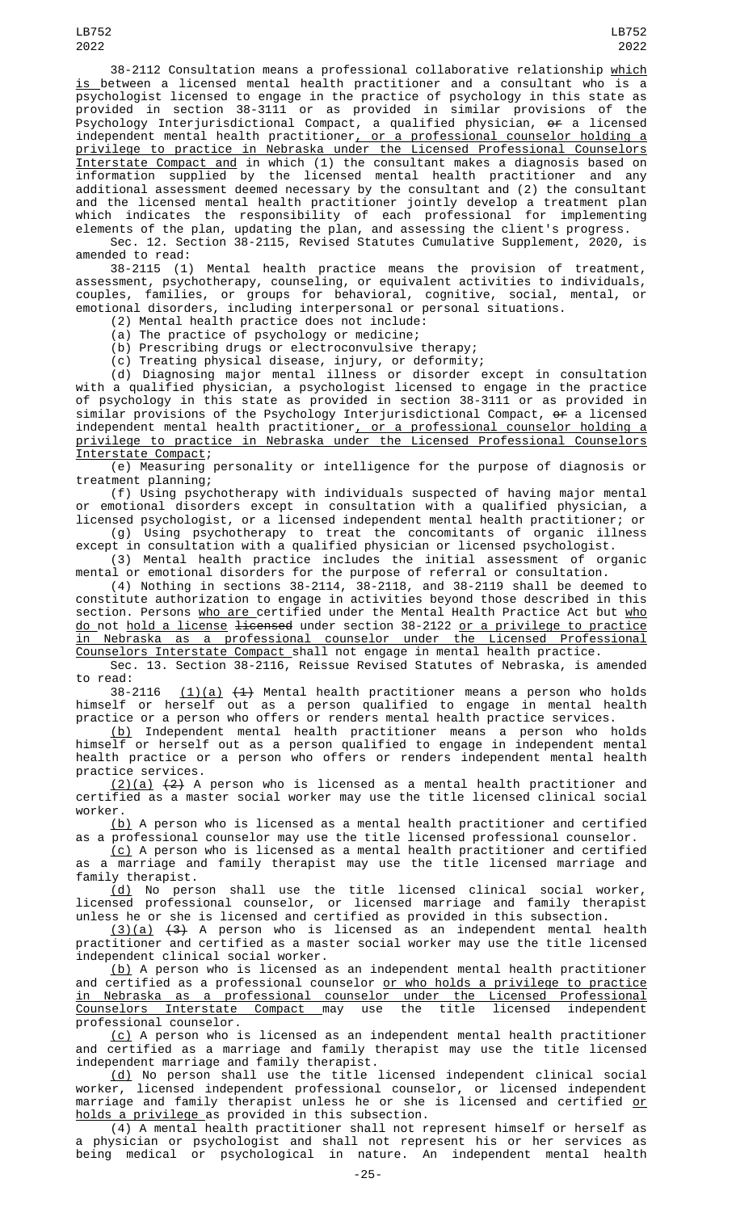38-2112 Consultation means a professional collaborative relationship which is between a licensed mental health practitioner and a consultant who is a psychologist licensed to engage in the practice of psychology in this state as provided in section 38-3111 or as provided in similar provisions of the Psychology Interjurisdictional Compact, a qualified physician, or a licensed independent mental health practitioner, or a professional counselor holding a privilege to practice in Nebraska under the Licensed Professional Counselors Interstate Compact and in which (1) the consultant makes a diagnosis based on information supplied by the licensed mental health practitioner and any additional assessment deemed necessary by the consultant and (2) the consultant and the licensed mental health practitioner jointly develop a treatment plan which indicates the responsibility of each professional for implementing elements of the plan, updating the plan, and assessing the client's progress.

Sec. 12. Section 38-2115, Revised Statutes Cumulative Supplement, 2020, is amended to read:

38-2115 (1) Mental health practice means the provision of treatment, assessment, psychotherapy, counseling, or equivalent activities to individuals, couples, families, or groups for behavioral, cognitive, social, mental, or emotional disorders, including interpersonal or personal situations.

(2) Mental health practice does not include:

(a) The practice of psychology or medicine;

(b) Prescribing drugs or electroconvulsive therapy;

(c) Treating physical disease, injury, or deformity;

(d) Diagnosing major mental illness or disorder except in consultation with a qualified physician, a psychologist licensed to engage in the practice of psychology in this state as provided in section 38-3111 or as provided in similar provisions of the Psychology Interjurisdictional Compact, or a licensed independent mental health practitioner, or a professional counselor holding a privilege to practice in Nebraska under the Licensed Professional Counselors Interstate Compact;

(e) Measuring personality or intelligence for the purpose of diagnosis or treatment planning;

(f) Using psychotherapy with individuals suspected of having major mental or emotional disorders except in consultation with a qualified physician, a licensed psychologist, or a licensed independent mental health practitioner; or

(g) Using psychotherapy to treat the concomitants of organic illness except in consultation with a qualified physician or licensed psychologist.

(3) Mental health practice includes the initial assessment of organic mental or emotional disorders for the purpose of referral or consultation.

(4) Nothing in sections 38-2114, 38-2118, and 38-2119 shall be deemed to constitute authorization to engage in activities beyond those described in this section. Persons who are certified under the Mental Health Practice Act but who do not hold a license licensed under section 38-2122 or a privilege to practice in Nebraska as a professional counselor under the Licensed Professional Counselors Interstate Compact shall not engage in mental health practice.

Sec. 13. Section 38-2116, Reissue Revised Statutes of Nebraska, is amended to read:

38-2116 (1)(a) (1) Mental health practitioner means a person who holds himself or herself out as a person qualified to engage in mental health practice or a person who offers or renders mental health practice services.

(b) Independent mental health practitioner means a person who holds himself or herself out as a person qualified to engage in independent mental health practice or a person who offers or renders independent mental health practice services.

(2)(a) (2) A person who is licensed as a mental health practitioner and certified as a master social worker may use the title licensed clinical social worker.

(b) A person who is licensed as a mental health practitioner and certified as a professional counselor may use the title licensed professional counselor.

(c) A person who is licensed as a mental health practitioner and certified as a marriage and family therapist may use the title licensed marriage and family therapist.

(d) No person shall use the title licensed clinical social worker, licensed professional counselor, or licensed marriage and family therapist unless he or she is licensed and certified as provided in this subsection.

(3)(a) (3) A person who is licensed as an independent mental health practitioner and certified as a master social worker may use the title licensed independent clinical social worker.

(b) A person who is licensed as an independent mental health practitioner and certified as a professional counselor or who holds a privilege to practice in Nebraska as a professional counselor under the Licensed Professional Counselors Interstate Compact may use the title licensed independent professional counselor.

(c) A person who is licensed as an independent mental health practitioner and certified as a marriage and family therapist may use the title licensed independent marriage and family therapist.

(d) No person shall use the title licensed independent clinical social worker, licensed independent professional counselor, or licensed independent marriage and family therapist unless he or she is licensed and certified or holds a privilege as provided in this subsection.

(4) A mental health practitioner shall not represent himself or herself as a physician or psychologist and shall not represent his or her services as being medical or psychological in nature. An independent mental health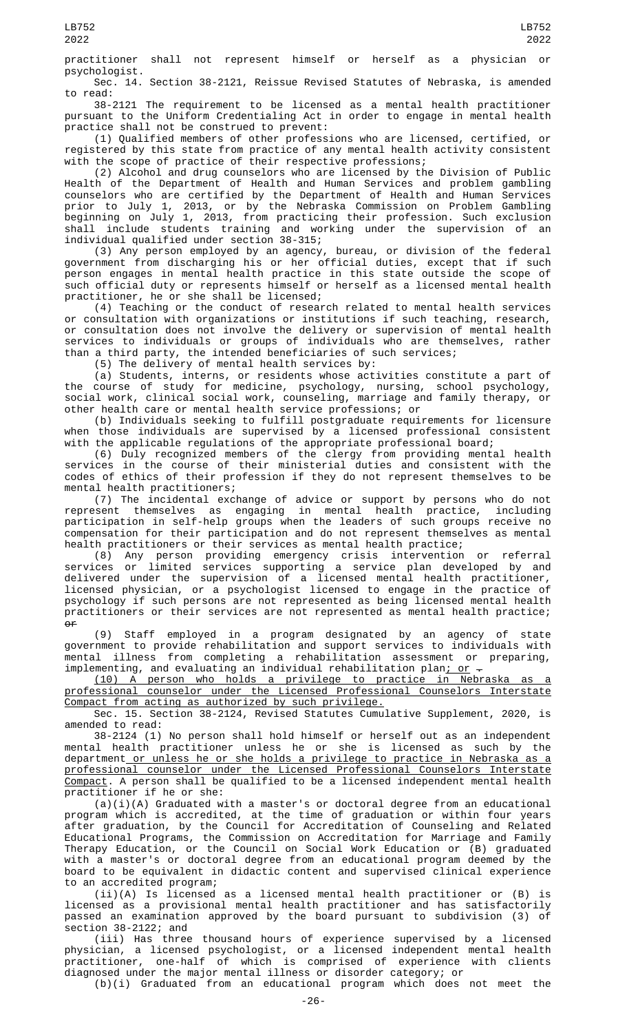practitioner shall not represent himself or herself as a physician or psychologist.

Sec. 14. Section 38-2121, Reissue Revised Statutes of Nebraska, is amended to read:

38-2121 The requirement to be licensed as a mental health practitioner pursuant to the Uniform Credentialing Act in order to engage in mental health practice shall not be construed to prevent:

(1) Qualified members of other professions who are licensed, certified, or registered by this state from practice of any mental health activity consistent with the scope of practice of their respective professions;

(2) Alcohol and drug counselors who are licensed by the Division of Public Health of the Department of Health and Human Services and problem gambling counselors who are certified by the Department of Health and Human Services prior to July 1, 2013, or by the Nebraska Commission on Problem Gambling beginning on July 1, 2013, from practicing their profession. Such exclusion shall include students training and working under the supervision of an individual qualified under section 38-315;

(3) Any person employed by an agency, bureau, or division of the federal government from discharging his or her official duties, except that if such person engages in mental health practice in this state outside the scope of such official duty or represents himself or herself as a licensed mental health practitioner, he or she shall be licensed;

(4) Teaching or the conduct of research related to mental health services or consultation with organizations or institutions if such teaching, research, or consultation does not involve the delivery or supervision of mental health services to individuals or groups of individuals who are themselves, rather than a third party, the intended beneficiaries of such services;

(5) The delivery of mental health services by:

(a) Students, interns, or residents whose activities constitute a part of the course of study for medicine, psychology, nursing, school psychology, social work, clinical social work, counseling, marriage and family therapy, or other health care or mental health service professions; or

(b) Individuals seeking to fulfill postgraduate requirements for licensure when those individuals are supervised by a licensed professional consistent with the applicable regulations of the appropriate professional board;

(6) Duly recognized members of the clergy from providing mental health services in the course of their ministerial duties and consistent with the codes of ethics of their profession if they do not represent themselves to be mental health practitioners;

(7) The incidental exchange of advice or support by persons who do not represent themselves as engaging in mental health practice, including participation in self-help groups when the leaders of such groups receive no compensation for their participation and do not represent themselves as mental health practitioners or their services as mental health practice;

(8) Any person providing emergency crisis intervention or referral services or limited services supporting a service plan developed by and delivered under the supervision of a licensed mental health practitioner, licensed physician, or a psychologist licensed to engage in the practice of psychology if such persons are not represented as being licensed mental health practitioners or their services are not represented as mental health practice; ~~or~~

(9) Staff employed in a program designated by an agency of state government to provide rehabilitation and support services to individuals with mental illness from completing a rehabilitation assessment or preparing, implementing, and evaluating an individual rehabilitation plan; or ~~.~~

(10) A person who holds a privilege to practice in Nebraska as a professional counselor under the Licensed Professional Counselors Interstate Compact from acting as authorized by such privilege.

Sec. 15. Section 38-2124, Revised Statutes Cumulative Supplement, 2020, is amended to read:

38-2124 (1) No person shall hold himself or herself out as an independent mental health practitioner unless he or she is licensed as such by the department or unless he or she holds a privilege to practice in Nebraska as a professional counselor under the Licensed Professional Counselors Interstate Compact. A person shall be qualified to be a licensed independent mental health practitioner if he or she:

(a)(i)(A) Graduated with a master's or doctoral degree from an educational program which is accredited, at the time of graduation or within four years after graduation, by the Council for Accreditation of Counseling and Related Educational Programs, the Commission on Accreditation for Marriage and Family Therapy Education, or the Council on Social Work Education or (B) graduated with a master's or doctoral degree from an educational program deemed by the board to be equivalent in didactic content and supervised clinical experience to an accredited program;

(ii)(A) Is licensed as a licensed mental health practitioner or (B) is licensed as a provisional mental health practitioner and has satisfactorily passed an examination approved by the board pursuant to subdivision (3) of section 38-2122; and

(iii) Has three thousand hours of experience supervised by a licensed physician, a licensed psychologist, or a licensed independent mental health practitioner, one-half of which is comprised of experience with clients diagnosed under the major mental illness or disorder category; or

(b)(i) Graduated from an educational program which does not meet the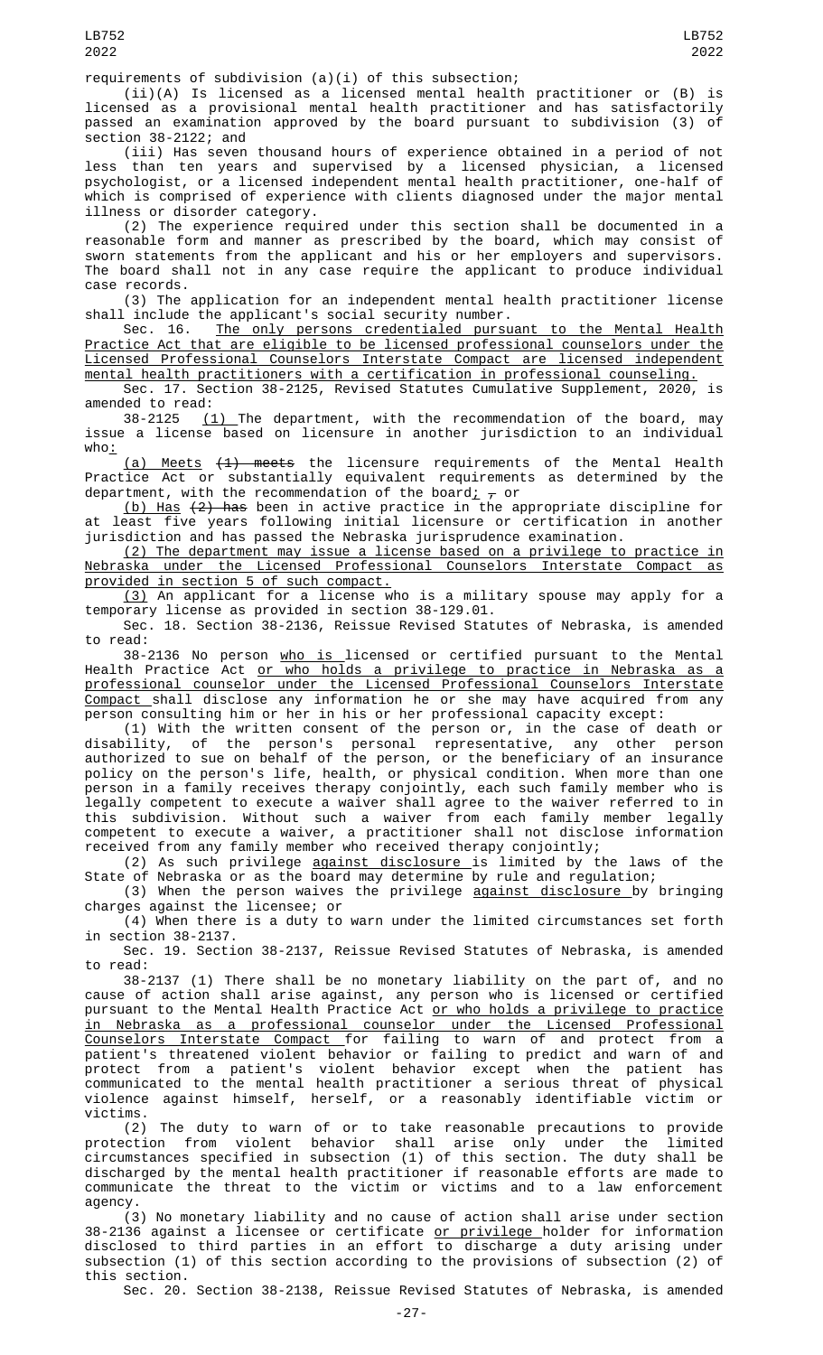requirements of subdivision (a)(i) of this subsection;

(ii)(A) Is licensed as a licensed mental health practitioner or (B) is licensed as a provisional mental health practitioner and has satisfactorily passed an examination approved by the board pursuant to subdivision (3) of section 38-2122; and

(iii) Has seven thousand hours of experience obtained in a period of not less than ten years and supervised by a licensed physician, a licensed psychologist, or a licensed independent mental health practitioner, one-half of which is comprised of experience with clients diagnosed under the major mental illness or disorder category.

(2) The experience required under this section shall be documented in a reasonable form and manner as prescribed by the board, which may consist of sworn statements from the applicant and his or her employers and supervisors. The board shall not in any case require the applicant to produce individual case records.

(3) The application for an independent mental health practitioner license shall include the applicant's social security number.

Sec. 16. The only persons credentialed pursuant to the Mental Health Practice Act that are eligible to be licensed professional counselors under the Licensed Professional Counselors Interstate Compact are licensed independent mental health practitioners with a certification in professional counseling.

Sec. 17. Section 38-2125, Revised Statutes Cumulative Supplement, 2020, is amended to read:

38-2125 (1) The department, with the recommendation of the board, may issue a license based on licensure in another jurisdiction to an individual who:

(a) Meets (1) meets the licensure requirements of the Mental Health Practice Act or substantially equivalent requirements as determined by the department, with the recommendation of the board; , or

(b) Has (2) has been in active practice in the appropriate discipline for at least five years following initial licensure or certification in another jurisdiction and has passed the Nebraska jurisprudence examination.

(2) The department may issue a license based on a privilege to practice in Nebraska under the Licensed Professional Counselors Interstate Compact as provided in section 5 of such compact.

(3) An applicant for a license who is a military spouse may apply for a temporary license as provided in section 38-129.01.

Sec. 18. Section 38-2136, Reissue Revised Statutes of Nebraska, is amended to read:

38-2136 No person who is licensed or certified pursuant to the Mental Health Practice Act or who holds a privilege to practice in Nebraska as a professional counselor under the Licensed Professional Counselors Interstate Compact shall disclose any information he or she may have acquired from any person consulting him or her in his or her professional capacity except:

(1) With the written consent of the person or, in the case of death or disability, of the person's personal representative, any other person authorized to sue on behalf of the person, or the beneficiary of an insurance policy on the person's life, health, or physical condition. When more than one person in a family receives therapy conjointly, each such family member who is legally competent to execute a waiver shall agree to the waiver referred to in this subdivision. Without such a waiver from each family member legally competent to execute a waiver, a practitioner shall not disclose information received from any family member who received therapy conjointly;

(2) As such privilege against disclosure is limited by the laws of the State of Nebraska or as the board may determine by rule and regulation;

(3) When the person waives the privilege against disclosure by bringing charges against the licensee; or

(4) When there is a duty to warn under the limited circumstances set forth in section 38-2137.

Sec. 19. Section 38-2137, Reissue Revised Statutes of Nebraska, is amended to read:

38-2137 (1) There shall be no monetary liability on the part of, and no cause of action shall arise against, any person who is licensed or certified pursuant to the Mental Health Practice Act or who holds a privilege to practice in Nebraska as a professional counselor under the Licensed Professional Counselors Interstate Compact for failing to warn of and protect from a patient's threatened violent behavior or failing to predict and warn of and protect from a patient's violent behavior except when the patient has communicated to the mental health practitioner a serious threat of physical violence against himself, herself, or a reasonably identifiable victim or victims.

(2) The duty to warn of or to take reasonable precautions to provide protection from violent behavior shall arise only under the limited circumstances specified in subsection (1) of this section. The duty shall be discharged by the mental health practitioner if reasonable efforts are made to communicate the threat to the victim or victims and to a law enforcement agency.

(3) No monetary liability and no cause of action shall arise under section 38-2136 against a licensee or certificate or privilege holder for information disclosed to third parties in an effort to discharge a duty arising under subsection (1) of this section according to the provisions of subsection (2) of this section.

Sec. 20. Section 38-2138, Reissue Revised Statutes of Nebraska, is amended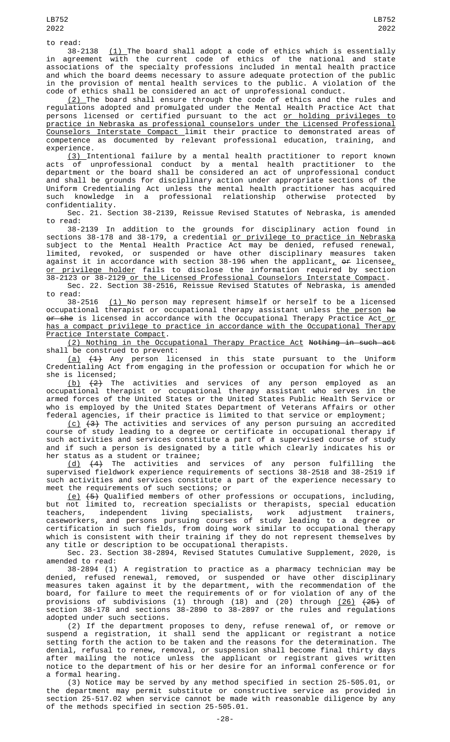to read:

38-2138 (1) The board shall adopt a code of ethics which is essentially in agreement with the current code of ethics of the national and state associations of the specialty professions included in mental health practice and which the board deems necessary to assure adequate protection of the public in the provision of mental health services to the public. A violation of the code of ethics shall be considered an act of unprofessional conduct.

(2) The board shall ensure through the code of ethics and the rules and regulations adopted and promulgated under the Mental Health Practice Act that persons licensed or certified pursuant to the act or holding privileges to practice in Nebraska as professional counselors under the Licensed Professional Counselors Interstate Compact limit their practice to demonstrated areas of competence as documented by relevant professional education, training, and experience.

(3) Intentional failure by a mental health practitioner to report known acts of unprofessional conduct by a mental health practitioner to the department or the board shall be considered an act of unprofessional conduct and shall be grounds for disciplinary action under appropriate sections of the Uniform Credentialing Act unless the mental health practitioner has acquired such knowledge in a professional relationship otherwise protected by confidentiality.

Sec. 21. Section 38-2139, Reissue Revised Statutes of Nebraska, is amended to read:

38-2139 In addition to the grounds for disciplinary action found in sections 38-178 and 38-179, a credential or privilege to practice in Nebraska subject to the Mental Health Practice Act may be denied, refused renewal, limited, revoked, or suspended or have other disciplinary measures taken against it in accordance with section 38-196 when the applicant, ~~or~~ licensee, or privilege holder fails to disclose the information required by section 38-2123 or 38-2129 or the Licensed Professional Counselors Interstate Compact.

Sec. 22. Section 38-2516, Reissue Revised Statutes of Nebraska, is amended to read:

38-2516 (1) No person may represent himself or herself to be a licensed occupational therapist or occupational therapy assistant unless the person ~~he or she~~ is licensed in accordance with the Occupational Therapy Practice Act or has a compact privilege to practice in accordance with the Occupational Therapy Practice Interstate Compact.

(2) Nothing in the Occupational Therapy Practice Act ~~Nothing in such act~~ shall be construed to prevent:

(a) ~~(1)~~ Any person licensed in this state pursuant to the Uniform Credentialing Act from engaging in the profession or occupation for which he or she is licensed;

(b) ~~(2)~~ The activities and services of any person employed as an occupational therapist or occupational therapy assistant who serves in the armed forces of the United States or the United States Public Health Service or who is employed by the United States Department of Veterans Affairs or other federal agencies, if their practice is limited to that service or employment;

(c) ~~(3)~~ The activities and services of any person pursuing an accredited course of study leading to a degree or certificate in occupational therapy if such activities and services constitute a part of a supervised course of study and if such a person is designated by a title which clearly indicates his or her status as a student or trainee;

(d) ~~(4)~~ The activities and services of any person fulfilling the supervised fieldwork experience requirements of sections 38-2518 and 38-2519 if such activities and services constitute a part of the experience necessary to meet the requirements of such sections; or

(e) ~~(5)~~ Qualified members of other professions or occupations, including, but not limited to, recreation specialists or therapists, special education teachers, independent living specialists, work adjustment trainers, caseworkers, and persons pursuing courses of study leading to a degree or certification in such fields, from doing work similar to occupational therapy which is consistent with their training if they do not represent themselves by any title or description to be occupational therapists.

Sec. 23. Section 38-2894, Revised Statutes Cumulative Supplement, 2020, is amended to read:

38-2894 (1) A registration to practice as a pharmacy technician may be denied, refused renewal, removed, or suspended or have other disciplinary measures taken against it by the department, with the recommendation of the board, for failure to meet the requirements of or for violation of any of the provisions of subdivisions (1) through (18) and (20) through (26) ~~(25)~~ of section 38-178 and sections 38-2890 to 38-2897 or the rules and regulations adopted under such sections.

(2) If the department proposes to deny, refuse renewal of, or remove or suspend a registration, it shall send the applicant or registrant a notice setting forth the action to be taken and the reasons for the determination. The denial, refusal to renew, removal, or suspension shall become final thirty days after mailing the notice unless the applicant or registrant gives written notice to the department of his or her desire for an informal conference or for a formal hearing.

(3) Notice may be served by any method specified in section 25-505.01, or the department may permit substitute or constructive service as provided in section 25-517.02 when service cannot be made with reasonable diligence by any of the methods specified in section 25-505.01.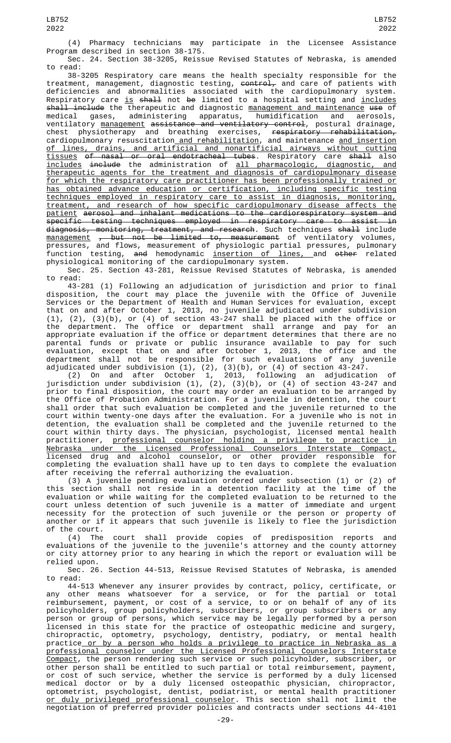(4) Pharmacy technicians may participate in the Licensee Assistance Program described in section 38-175.

Sec. 24. Section 38-3205, Reissue Revised Statutes of Nebraska, is amended to read:

38-3205 Respiratory care means the health specialty responsible for the treatment, management, diagnostic testing, ~~control,~~ and care of patients with deficiencies and abnormalities associated with the cardiopulmonary system. Respiratory care is ~~shall~~ not ~~be~~ limited to a hospital setting and includes ~~shall include~~ the therapeutic and diagnostic management and maintenance ~~use~~ of medical gases, administering apparatus, humidification and aerosols, ventilatory management ~~assistance and ventilatory control~~, postural drainage, chest physiotherapy and breathing exercises, ~~respiratory rehabilitation,~~ cardiopulmonary resuscitation and rehabilitation, and maintenance and insertion of lines, drains, and artificial and nonartificial airways without cutting tissues ~~of nasal or oral endotracheal tubes~~. Respiratory care ~~shall~~ also includes ~~include~~ the administration of all pharmacologic, diagnostic, and therapeutic agents for the treatment and diagnosis of cardiopulmonary disease for which the respiratory care practitioner has been professionally trained or has obtained advance education or certification, including specific testing techniques employed in respiratory care to assist in diagnosis, monitoring, treatment, and research of how specific cardiopulmonary disease affects the patient ~~aerosol and inhalant medications to the cardiorespiratory system and specific testing techniques employed in respiratory care to assist in diagnosis, monitoring, treatment, and research~~. Such techniques ~~shall~~ include management ~~, but not be limited to, measurement~~ of ventilatory volumes, pressures, and flows, measurement of physiologic partial pressures, pulmonary function testing, ~~and~~ hemodynamic insertion of lines, and ~~other~~ related physiological monitoring of the cardiopulmonary system.

Sec. 25. Section 43-281, Reissue Revised Statutes of Nebraska, is amended to read:

43-281 (1) Following an adjudication of jurisdiction and prior to final disposition, the court may place the juvenile with the Office of Juvenile Services or the Department of Health and Human Services for evaluation, except that on and after October 1, 2013, no juvenile adjudicated under subdivision (1), (2), (3)(b), or (4) of section 43-247 shall be placed with the office or the department. The office or department shall arrange and pay for an appropriate evaluation if the office or department determines that there are no parental funds or private or public insurance available to pay for such evaluation, except that on and after October 1, 2013, the office and the department shall not be responsible for such evaluations of any juvenile adjudicated under subdivision (1), (2), (3)(b), or (4) of section 43-247.

(2) On and after October 1, 2013, following an adjudication of jurisdiction under subdivision (1), (2), (3)(b), or (4) of section 43-247 and prior to final disposition, the court may order an evaluation to be arranged by the Office of Probation Administration. For a juvenile in detention, the court shall order that such evaluation be completed and the juvenile returned to the court within twenty-one days after the evaluation. For a juvenile who is not in detention, the evaluation shall be completed and the juvenile returned to the court within thirty days. The physician, psychologist, licensed mental health practitioner, professional counselor holding a privilege to practice in Nebraska under the Licensed Professional Counselors Interstate Compact, licensed drug and alcohol counselor, or other provider responsible for completing the evaluation shall have up to ten days to complete the evaluation after receiving the referral authorizing the evaluation.

(3) A juvenile pending evaluation ordered under subsection (1) or (2) of this section shall not reside in a detention facility at the time of the evaluation or while waiting for the completed evaluation to be returned to the court unless detention of such juvenile is a matter of immediate and urgent necessity for the protection of such juvenile or the person or property of another or if it appears that such juvenile is likely to flee the jurisdiction of the court.

(4) The court shall provide copies of predisposition reports and evaluations of the juvenile to the juvenile's attorney and the county attorney or city attorney prior to any hearing in which the report or evaluation will be relied upon.

Sec. 26. Section 44-513, Reissue Revised Statutes of Nebraska, is amended to read:

44-513 Whenever any insurer provides by contract, policy, certificate, or any other means whatsoever for a service, or for the partial or total reimbursement, payment, or cost of a service, to or on behalf of any of its policyholders, group policyholders, subscribers, or group subscribers or any person or group of persons, which service may be legally performed by a person licensed in this state for the practice of osteopathic medicine and surgery, chiropractic, optometry, psychology, dentistry, podiatry, or mental health practice or by a person who holds a privilege to practice in Nebraska as a professional counselor under the Licensed Professional Counselors Interstate Compact, the person rendering such service or such policyholder, subscriber, or other person shall be entitled to such partial or total reimbursement, payment, or cost of such service, whether the service is performed by a duly licensed medical doctor or by a duly licensed osteopathic physician, chiropractor, optometrist, psychologist, dentist, podiatrist, or mental health practitioner or duly privileged professional counselor. This section shall not limit the negotiation of preferred provider policies and contracts under sections 44-4101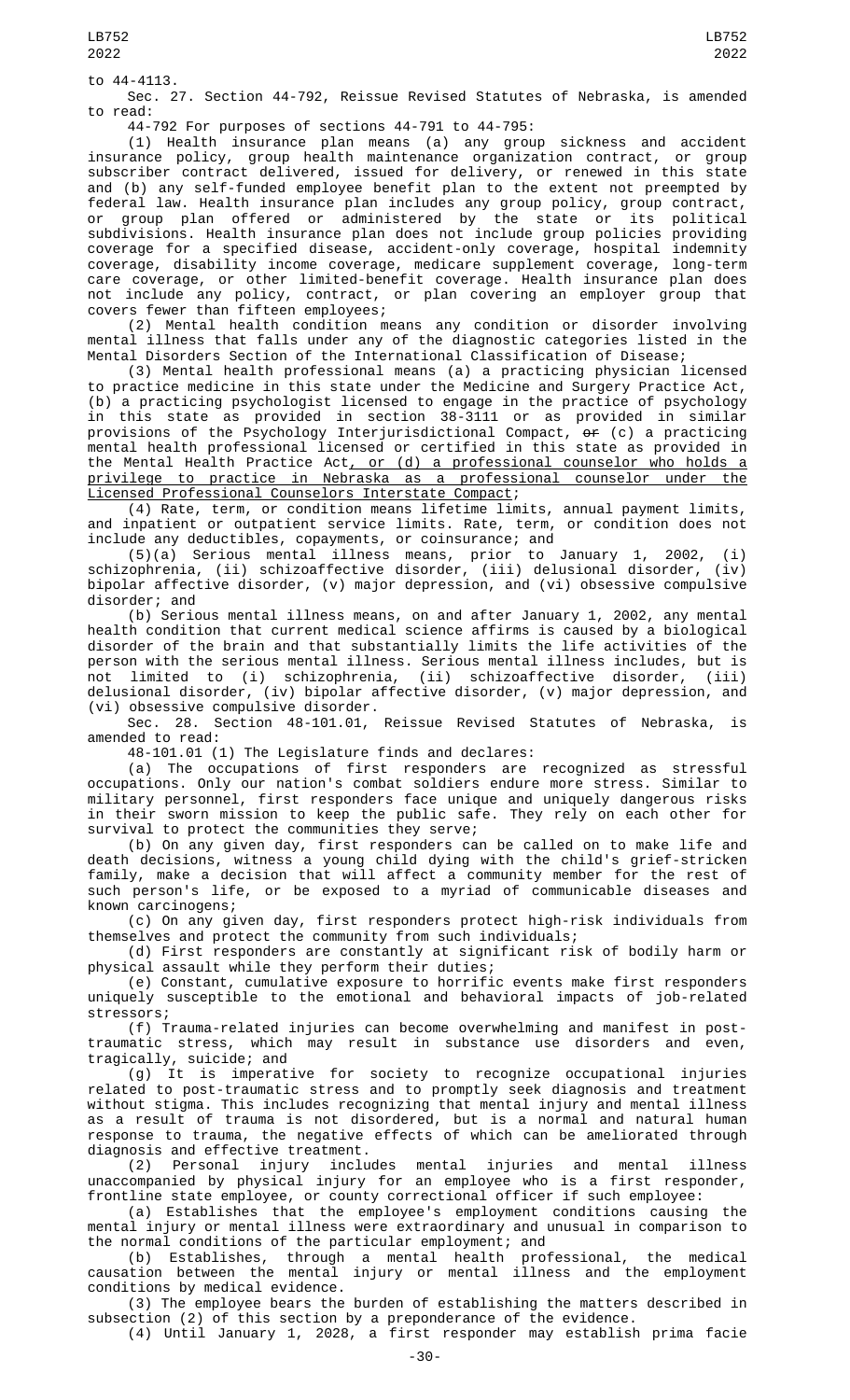to 44-4113.

Sec. 27. Section 44-792, Reissue Revised Statutes of Nebraska, is amended to read:

44-792 For purposes of sections 44-791 to 44-795:

(1) Health insurance plan means (a) any group sickness and accident insurance policy, group health maintenance organization contract, or group subscriber contract delivered, issued for delivery, or renewed in this state and (b) any self-funded employee benefit plan to the extent not preempted by federal law. Health insurance plan includes any group policy, group contract, or group plan offered or administered by the state or its political subdivisions. Health insurance plan does not include group policies providing coverage for a specified disease, accident-only coverage, hospital indemnity coverage, disability income coverage, medicare supplement coverage, long-term care coverage, or other limited-benefit coverage. Health insurance plan does not include any policy, contract, or plan covering an employer group that covers fewer than fifteen employees;

(2) Mental health condition means any condition or disorder involving mental illness that falls under any of the diagnostic categories listed in the Mental Disorders Section of the International Classification of Disease;

(3) Mental health professional means (a) a practicing physician licensed to practice medicine in this state under the Medicine and Surgery Practice Act, (b) a practicing psychologist licensed to engage in the practice of psychology in this state as provided in section 38-3111 or as provided in similar provisions of the Psychology Interjurisdictional Compact, ~~or~~ (c) a practicing mental health professional licensed or certified in this state as provided in the Mental Health Practice Act, or (d) a professional counselor who holds a privilege to practice in Nebraska as a professional counselor under the Licensed Professional Counselors Interstate Compact;

(4) Rate, term, or condition means lifetime limits, annual payment limits, and inpatient or outpatient service limits. Rate, term, or condition does not include any deductibles, copayments, or coinsurance; and

(5)(a) Serious mental illness means, prior to January 1, 2002, (i) schizophrenia, (ii) schizoaffective disorder, (iii) delusional disorder, (iv) bipolar affective disorder, (v) major depression, and (vi) obsessive compulsive disorder; and

(b) Serious mental illness means, on and after January 1, 2002, any mental health condition that current medical science affirms is caused by a biological disorder of the brain and that substantially limits the life activities of the person with the serious mental illness. Serious mental illness includes, but is not limited to (i) schizophrenia, (ii) schizoaffective disorder, (iii) delusional disorder, (iv) bipolar affective disorder, (v) major depression, and (vi) obsessive compulsive disorder.

Sec. 28. Section 48-101.01, Reissue Revised Statutes of Nebraska, is amended to read:

48-101.01 (1) The Legislature finds and declares:

(a) The occupations of first responders are recognized as stressful occupations. Only our nation's combat soldiers endure more stress. Similar to military personnel, first responders face unique and uniquely dangerous risks in their sworn mission to keep the public safe. They rely on each other for survival to protect the communities they serve;

(b) On any given day, first responders can be called on to make life and death decisions, witness a young child dying with the child's grief-stricken family, make a decision that will affect a community member for the rest of such person's life, or be exposed to a myriad of communicable diseases and known carcinogens;

(c) On any given day, first responders protect high-risk individuals from themselves and protect the community from such individuals;

(d) First responders are constantly at significant risk of bodily harm or physical assault while they perform their duties;

(e) Constant, cumulative exposure to horrific events make first responders uniquely susceptible to the emotional and behavioral impacts of job-related stressors;

(f) Trauma-related injuries can become overwhelming and manifest in post-traumatic stress, which may result in substance use disorders and even, tragically, suicide; and

(g) It is imperative for society to recognize occupational injuries related to post-traumatic stress and to promptly seek diagnosis and treatment without stigma. This includes recognizing that mental injury and mental illness as a result of trauma is not disordered, but is a normal and natural human response to trauma, the negative effects of which can be ameliorated through diagnosis and effective treatment.

(2) Personal injury includes mental injuries and mental illness unaccompanied by physical injury for an employee who is a first responder, frontline state employee, or county correctional officer if such employee:

(a) Establishes that the employee's employment conditions causing the mental injury or mental illness were extraordinary and unusual in comparison to the normal conditions of the particular employment; and

(b) Establishes, through a mental health professional, the medical causation between the mental injury or mental illness and the employment conditions by medical evidence.

(3) The employee bears the burden of establishing the matters described in subsection (2) of this section by a preponderance of the evidence.

(4) Until January 1, 2028, a first responder may establish prima facie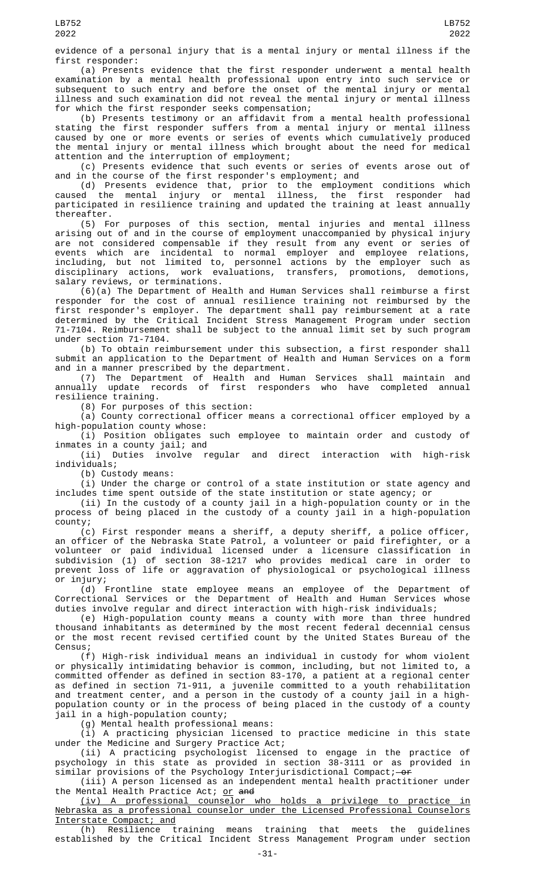evidence of a personal injury that is a mental injury or mental illness if the first responder:

(a) Presents evidence that the first responder underwent a mental health examination by a mental health professional upon entry into such service or subsequent to such entry and before the onset of the mental injury or mental illness and such examination did not reveal the mental injury or mental illness for which the first responder seeks compensation;

(b) Presents testimony or an affidavit from a mental health professional stating the first responder suffers from a mental injury or mental illness caused by one or more events or series of events which cumulatively produced the mental injury or mental illness which brought about the need for medical attention and the interruption of employment;

(c) Presents evidence that such events or series of events arose out of and in the course of the first responder's employment; and

(d) Presents evidence that, prior to the employment conditions which caused the mental injury or mental illness, the first responder had participated in resilience training and updated the training at least annually thereafter.

(5) For purposes of this section, mental injuries and mental illness arising out of and in the course of employment unaccompanied by physical injury are not considered compensable if they result from any event or series of events which are incidental to normal employer and employee relations, including, but not limited to, personnel actions by the employer such as disciplinary actions, work evaluations, transfers, promotions, demotions, salary reviews, or terminations.

(6)(a) The Department of Health and Human Services shall reimburse a first responder for the cost of annual resilience training not reimbursed by the first responder's employer. The department shall pay reimbursement at a rate determined by the Critical Incident Stress Management Program under section 71-7104. Reimbursement shall be subject to the annual limit set by such program under section 71-7104.

(b) To obtain reimbursement under this subsection, a first responder shall submit an application to the Department of Health and Human Services on a form and in a manner prescribed by the department.

(7) The Department of Health and Human Services shall maintain and annually update records of first responders who have completed annual resilience training.

(8) For purposes of this section:

(a) County correctional officer means a correctional officer employed by a high-population county whose:

(i) Position obligates such employee to maintain order and custody of inmates in a county jail; and

(ii) Duties involve regular and direct interaction with high-risk individuals;

(b) Custody means:

(i) Under the charge or control of a state institution or state agency and includes time spent outside of the state institution or state agency; or

(ii) In the custody of a county jail in a high-population county or in the process of being placed in the custody of a county jail in a high-population county;

(c) First responder means a sheriff, a deputy sheriff, a police officer, an officer of the Nebraska State Patrol, a volunteer or paid firefighter, or a volunteer or paid individual licensed under a licensure classification in subdivision (1) of section 38-1217 who provides medical care in order to prevent loss of life or aggravation of physiological or psychological illness or injury;

(d) Frontline state employee means an employee of the Department of Correctional Services or the Department of Health and Human Services whose duties involve regular and direct interaction with high-risk individuals;

(e) High-population county means a county with more than three hundred thousand inhabitants as determined by the most recent federal decennial census or the most recent revised certified count by the United States Bureau of the Census;

(f) High-risk individual means an individual in custody for whom violent or physically intimidating behavior is common, including, but not limited to, a committed offender as defined in section 83-170, a patient at a regional center as defined in section 71-911, a juvenile committed to a youth rehabilitation and treatment center, and a person in the custody of a county jail in a high-population county or in the process of being placed in the custody of a county jail in a high-population county;

(g) Mental health professional means:

(i) A practicing physician licensed to practice medicine in this state under the Medicine and Surgery Practice Act;

(ii) A practicing psychologist licensed to engage in the practice of psychology in this state as provided in section 38-3111 or as provided in similar provisions of the Psychology Interjurisdictional Compact; ~~or~~

(iii) A person licensed as an independent mental health practitioner under the Mental Health Practice Act; or ~~and~~

(iv) A professional counselor who holds a privilege to practice in Nebraska as a professional counselor under the Licensed Professional Counselors Interstate Compact; and

(h) Resilience training means training that meets the guidelines established by the Critical Incident Stress Management Program under section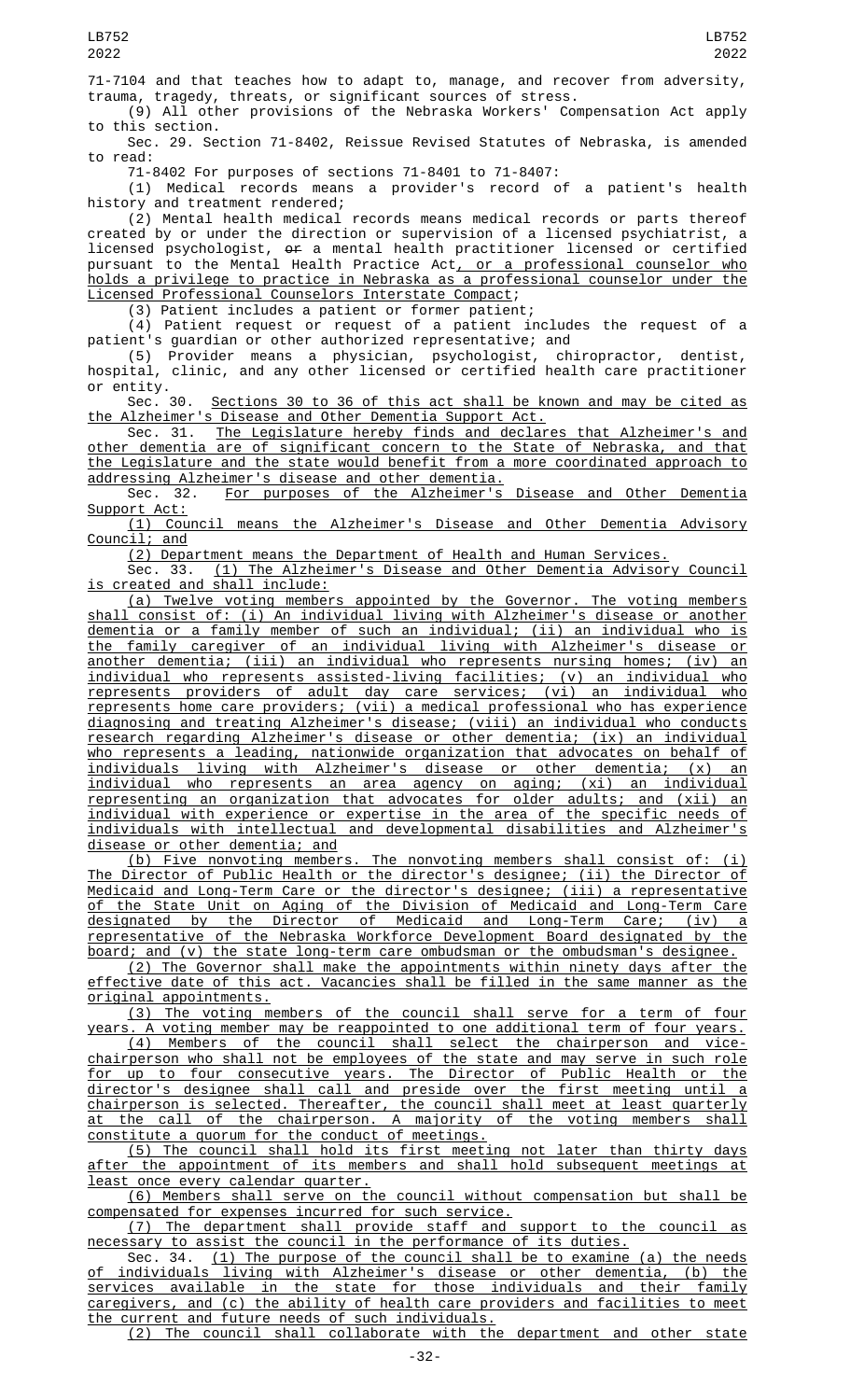71-7104 and that teaches how to adapt to, manage, and recover from adversity, trauma, tragedy, threats, or significant sources of stress.

(9) All other provisions of the Nebraska Workers' Compensation Act apply to this section.

Sec. 29. Section 71-8402, Reissue Revised Statutes of Nebraska, is amended to read:

71-8402 For purposes of sections 71-8401 to 71-8407:

(1) Medical records means a provider's record of a patient's health history and treatment rendered;

(2) Mental health medical records means medical records or parts thereof created by or under the direction or supervision of a licensed psychiatrist, a licensed psychologist, ~~or~~ a mental health practitioner licensed or certified pursuant to the Mental Health Practice Act, or a professional counselor who holds a privilege to practice in Nebraska as a professional counselor under the Licensed Professional Counselors Interstate Compact;

(3) Patient includes a patient or former patient;

(4) Patient request or request of a patient includes the request of a patient's guardian or other authorized representative; and

(5) Provider means a physician, psychologist, chiropractor, dentist, hospital, clinic, and any other licensed or certified health care practitioner or entity.

Sec. 30. Sections 30 to 36 of this act shall be known and may be cited as the Alzheimer's Disease and Other Dementia Support Act.

Sec. 31. The Legislature hereby finds and declares that Alzheimer's and other dementia are of significant concern to the State of Nebraska, and that the Legislature and the state would benefit from a more coordinated approach to addressing Alzheimer's disease and other dementia.

Sec. 32. For purposes of the Alzheimer's Disease and Other Dementia Support Act:

(1) Council means the Alzheimer's Disease and Other Dementia Advisory Council; and

(2) Department means the Department of Health and Human Services.

Sec. 33. (1) The Alzheimer's Disease and Other Dementia Advisory Council is created and shall include:

(a) Twelve voting members appointed by the Governor. The voting members shall consist of: (i) An individual living with Alzheimer's disease or another dementia or a family member of such an individual; (ii) an individual who is the family caregiver of an individual living with Alzheimer's disease or another dementia; (iii) an individual who represents nursing homes; (iv) an individual who represents assisted-living facilities; (v) an individual who represents providers of adult day care services; (vi) an individual who represents home care providers; (vii) a medical professional who has experience diagnosing and treating Alzheimer's disease; (viii) an individual who conducts research regarding Alzheimer's disease or other dementia; (ix) an individual who represents a leading, nationwide organization that advocates on behalf of individuals living with Alzheimer's disease or other dementia; (x) an individual who represents an area agency on aging; (xi) an individual representing an organization that advocates for older adults; and (xii) an individual with experience or expertise in the area of the specific needs of individuals with intellectual and developmental disabilities and Alzheimer's disease or other dementia; and

(b) Five nonvoting members. The nonvoting members shall consist of: (i) The Director of Public Health or the director's designee; (ii) the Director of Medicaid and Long-Term Care or the director's designee; (iii) a representative of the State Unit on Aging of the Division of Medicaid and Long-Term Care designated by the Director of Medicaid and Long-Term Care; (iv) a representative of the Nebraska Workforce Development Board designated by the board; and (v) the state long-term care ombudsman or the ombudsman's designee.

(2) The Governor shall make the appointments within ninety days after the effective date of this act. Vacancies shall be filled in the same manner as the original appointments.

(3) The voting members of the council shall serve for a term of four years. A voting member may be reappointed to one additional term of four years.

(4) Members of the council shall select the chairperson and vice-chairperson who shall not be employees of the state and may serve in such role for up to four consecutive years. The Director of Public Health or the director's designee shall call and preside over the first meeting until a chairperson is selected. Thereafter, the council shall meet at least quarterly at the call of the chairperson. A majority of the voting members shall constitute a quorum for the conduct of meetings.

(5) The council shall hold its first meeting not later than thirty days after the appointment of its members and shall hold subsequent meetings at least once every calendar quarter.

(6) Members shall serve on the council without compensation but shall be compensated for expenses incurred for such service.

(7) The department shall provide staff and support to the council as necessary to assist the council in the performance of its duties.

Sec. 34. (1) The purpose of the council shall be to examine (a) the needs of individuals living with Alzheimer's disease or other dementia, (b) the services available in the state for those individuals and their family caregivers, and (c) the ability of health care providers and facilities to meet the current and future needs of such individuals.

(2) The council shall collaborate with the department and other state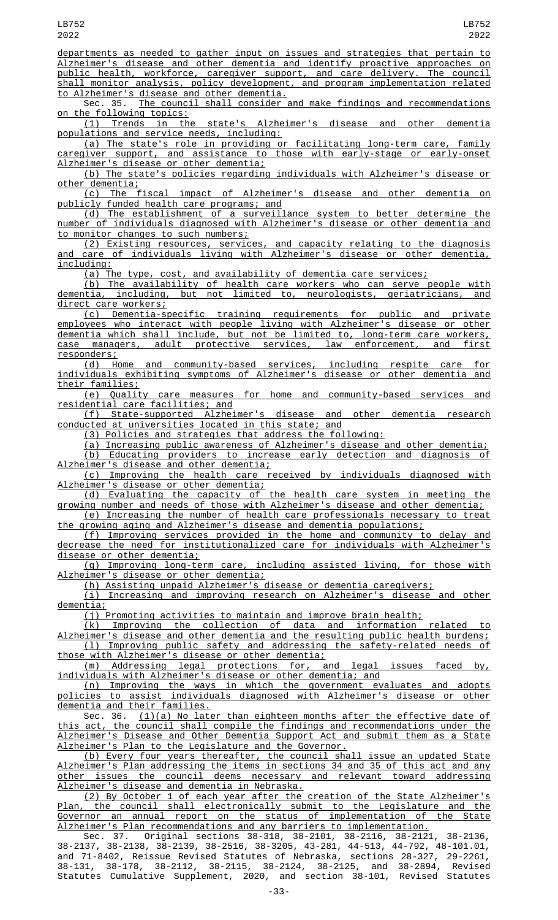departments as needed to gather input on issues and strategies that pertain to Alzheimer's disease and other dementia and identify proactive approaches on public health, workforce, caregiver support, and care delivery. The council shall monitor analysis, policy development, and program implementation related to Alzheimer's disease and other dementia.

Sec. 35. The council shall consider and make findings and recommendations on the following topics:

(1) Trends in the state's Alzheimer's disease and other dementia populations and service needs, including:

(a) The state's role in providing or facilitating long-term care, family caregiver support, and assistance to those with early-stage or early-onset Alzheimer's disease or other dementia;

(b) The state's policies regarding individuals with Alzheimer's disease or other dementia;

(c) The fiscal impact of Alzheimer's disease and other dementia on publicly funded health care programs; and

(d) The establishment of a surveillance system to better determine the number of individuals diagnosed with Alzheimer's disease or other dementia and to monitor changes to such numbers;

(2) Existing resources, services, and capacity relating to the diagnosis and care of individuals living with Alzheimer's disease or other dementia, including:

(a) The type, cost, and availability of dementia care services;

(b) The availability of health care workers who can serve people with dementia, including, but not limited to, neurologists, geriatricians, and direct care workers;

(c) Dementia-specific training requirements for public and private employees who interact with people living with Alzheimer's disease or other dementia which shall include, but not be limited to, long-term care workers, case managers, adult protective services, law enforcement, and first responders;

(d) Home and community-based services, including respite care for individuals exhibiting symptoms of Alzheimer's disease or other dementia and their families;

(e) Quality care measures for home and community-based services and residential care facilities; and

(f) State-supported Alzheimer's disease and other dementia research conducted at universities located in this state; and

(3) Policies and strategies that address the following:

(a) Increasing public awareness of Alzheimer's disease and other dementia;

(b) Educating providers to increase early detection and diagnosis of Alzheimer's disease and other dementia;

(c) Improving the health care received by individuals diagnosed with Alzheimer's disease or other dementia;

(d) Evaluating the capacity of the health care system in meeting the growing number and needs of those with Alzheimer's disease and other dementia;

(e) Increasing the number of health care professionals necessary to treat the growing aging and Alzheimer's disease and dementia populations;

(f) Improving services provided in the home and community to delay and decrease the need for institutionalized care for individuals with Alzheimer's disease or other dementia;

(g) Improving long-term care, including assisted living, for those with Alzheimer's disease or other dementia;

(h) Assisting unpaid Alzheimer's disease or dementia caregivers;

(i) Increasing and improving research on Alzheimer's disease and other dementia;

(j) Promoting activities to maintain and improve brain health;

(k) Improving the collection of data and information related to Alzheimer's disease and other dementia and the resulting public health burdens;

(l) Improving public safety and addressing the safety-related needs of those with Alzheimer's disease or other dementia;

(m) Addressing legal protections for, and legal issues faced by, individuals with Alzheimer's disease or other dementia; and

(n) Improving the ways in which the government evaluates and adopts policies to assist individuals diagnosed with Alzheimer's disease or other dementia and their families.

Sec. 36. (1)(a) No later than eighteen months after the effective date of this act, the council shall compile the findings and recommendations under the Alzheimer's Disease and Other Dementia Support Act and submit them as a State Alzheimer's Plan to the Legislature and the Governor.

(b) Every four years thereafter, the council shall issue an updated State Alzheimer's Plan addressing the items in sections 34 and 35 of this act and any other issues the council deems necessary and relevant toward addressing Alzheimer's disease and dementia in Nebraska.

(2) By October 1 of each year after the creation of the State Alzheimer's Plan, the council shall electronically submit to the Legislature and the Governor an annual report on the status of implementation of the State Alzheimer's Plan recommendations and any barriers to implementation.

Sec. 37. Original sections 38-318, 38-2101, 38-2116, 38-2121, 38-2136, 38-2137, 38-2138, 38-2139, 38-2516, 38-3205, 43-281, 44-513, 44-792, 48-101.01, and 71-8402, Reissue Revised Statutes of Nebraska, sections 28-327, 29-2261, 38-131, 38-178, 38-2112, 38-2115, 38-2124, 38-2125, and 38-2894, Revised Statutes Cumulative Supplement, 2020, and section 38-101, Revised Statutes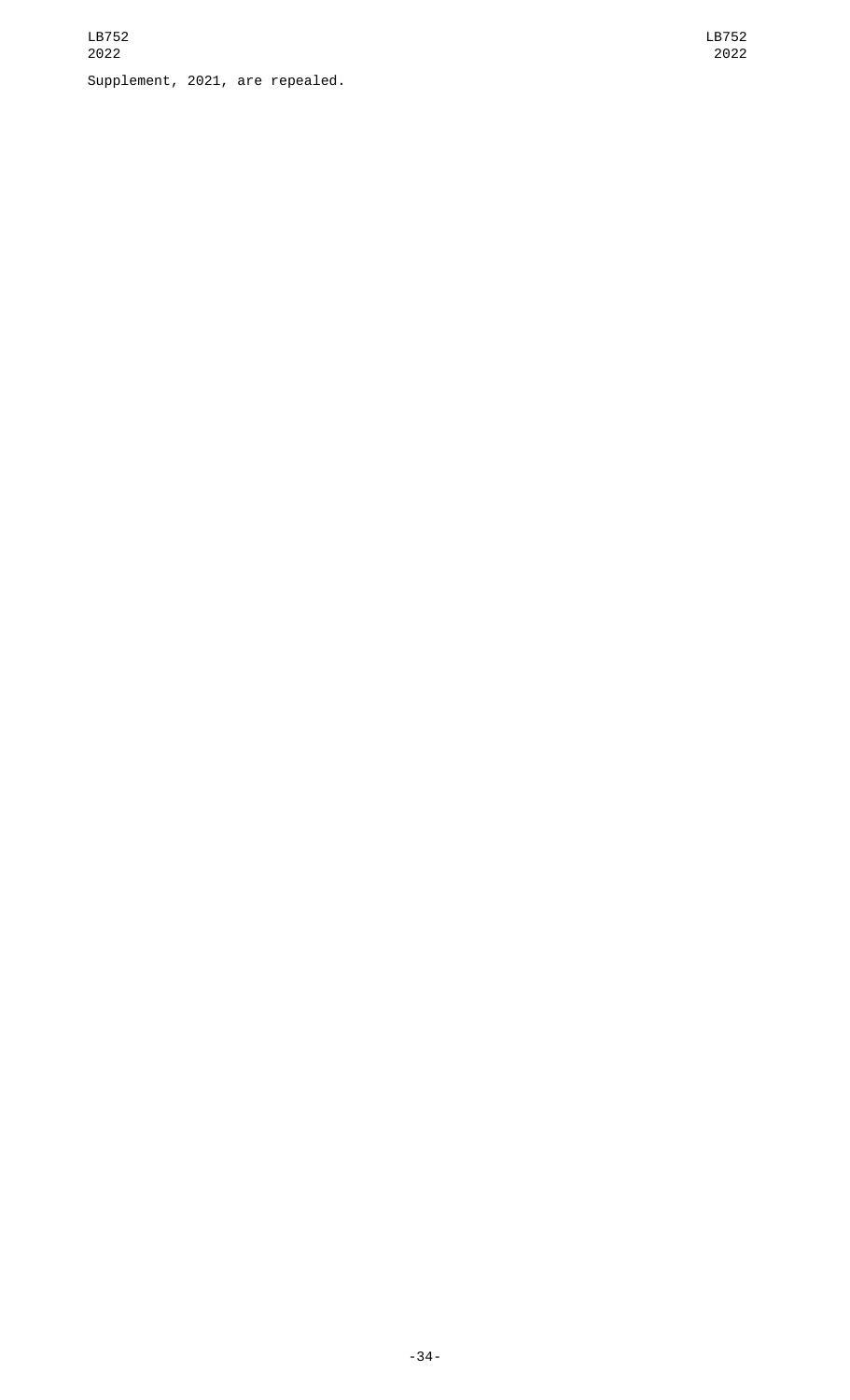Supplement, 2021, are repealed.